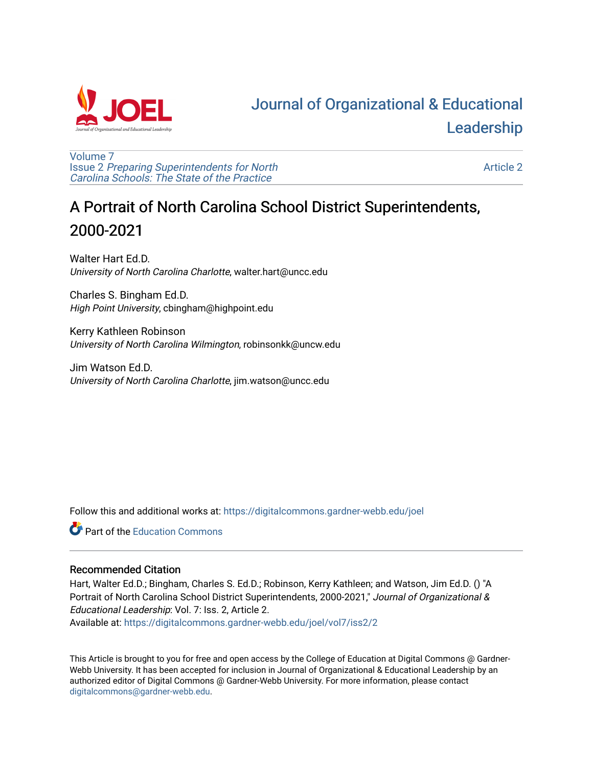# Journal of Organizational & Educational Leadership

Volume 7
Issue 2 *Preparing Superintendents for North Carolina Schools: The State of the Practice*

Article 2

## A Portrait of North Carolina School District Superintendents, 2000-2021

Walter Hart Ed.D.
*University of North Carolina Charlotte*, walter.hart@uncc.edu

Charles S. Bingham Ed.D.
*High Point University*, cbingham@highpoint.edu

Kerry Kathleen Robinson
*University of North Carolina Wilmington*, robinsonkk@uncw.edu

Jim Watson Ed.D.
*University of North Carolina Charlotte*, jim.watson@uncc.edu

Follow this and additional works at: https://digitalcommons.gardner-webb.edu/joel

Part of the Education Commons

### Recommended Citation

Hart, Walter Ed.D.; Bingham, Charles S. Ed.D.; Robinson, Kerry Kathleen; and Watson, Jim Ed.D. () "A Portrait of North Carolina School District Superintendents, 2000-2021," *Journal of Organizational & Educational Leadership*: Vol. 7: Iss. 2, Article 2.
Available at: https://digitalcommons.gardner-webb.edu/joel/vol7/iss2/2

This Article is brought to you for free and open access by the College of Education at Digital Commons @ Gardner-Webb University. It has been accepted for inclusion in Journal of Organizational & Educational Leadership by an authorized editor of Digital Commons @ Gardner-Webb University. For more information, please contact digitalcommons@gardner-webb.edu.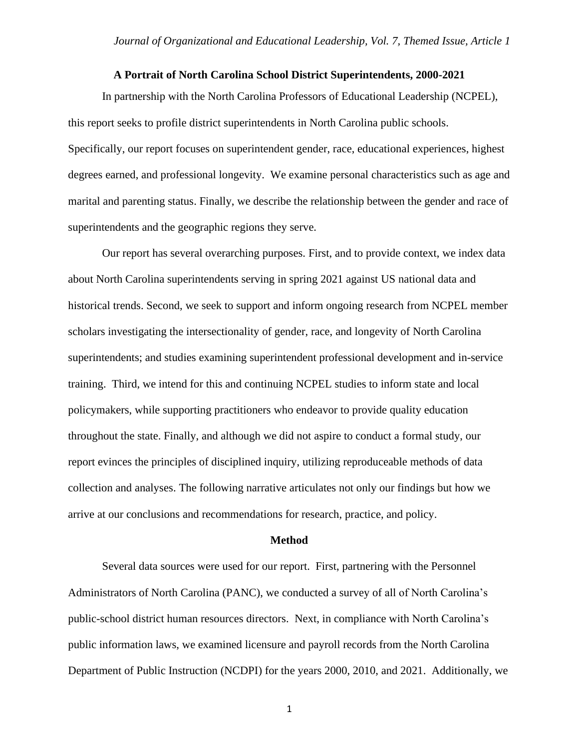## A Portrait of North Carolina School District Superintendents, 2000-2021

In partnership with the North Carolina Professors of Educational Leadership (NCPEL), this report seeks to profile district superintendents in North Carolina public schools. Specifically, our report focuses on superintendent gender, race, educational experiences, highest degrees earned, and professional longevity. We examine personal characteristics such as age and marital and parenting status. Finally, we describe the relationship between the gender and race of superintendents and the geographic regions they serve.

Our report has several overarching purposes. First, and to provide context, we index data about North Carolina superintendents serving in spring 2021 against US national data and historical trends. Second, we seek to support and inform ongoing research from NCPEL member scholars investigating the intersectionality of gender, race, and longevity of North Carolina superintendents; and studies examining superintendent professional development and in-service training. Third, we intend for this and continuing NCPEL studies to inform state and local policymakers, while supporting practitioners who endeavor to provide quality education throughout the state. Finally, and although we did not aspire to conduct a formal study, our report evinces the principles of disciplined inquiry, utilizing reproduceable methods of data collection and analyses. The following narrative articulates not only our findings but how we arrive at our conclusions and recommendations for research, practice, and policy.

### Method

Several data sources were used for our report. First, partnering with the Personnel Administrators of North Carolina (PANC), we conducted a survey of all of North Carolina's public-school district human resources directors. Next, in compliance with North Carolina's public information laws, we examined licensure and payroll records from the North Carolina Department of Public Instruction (NCDPI) for the years 2000, 2010, and 2021. Additionally, we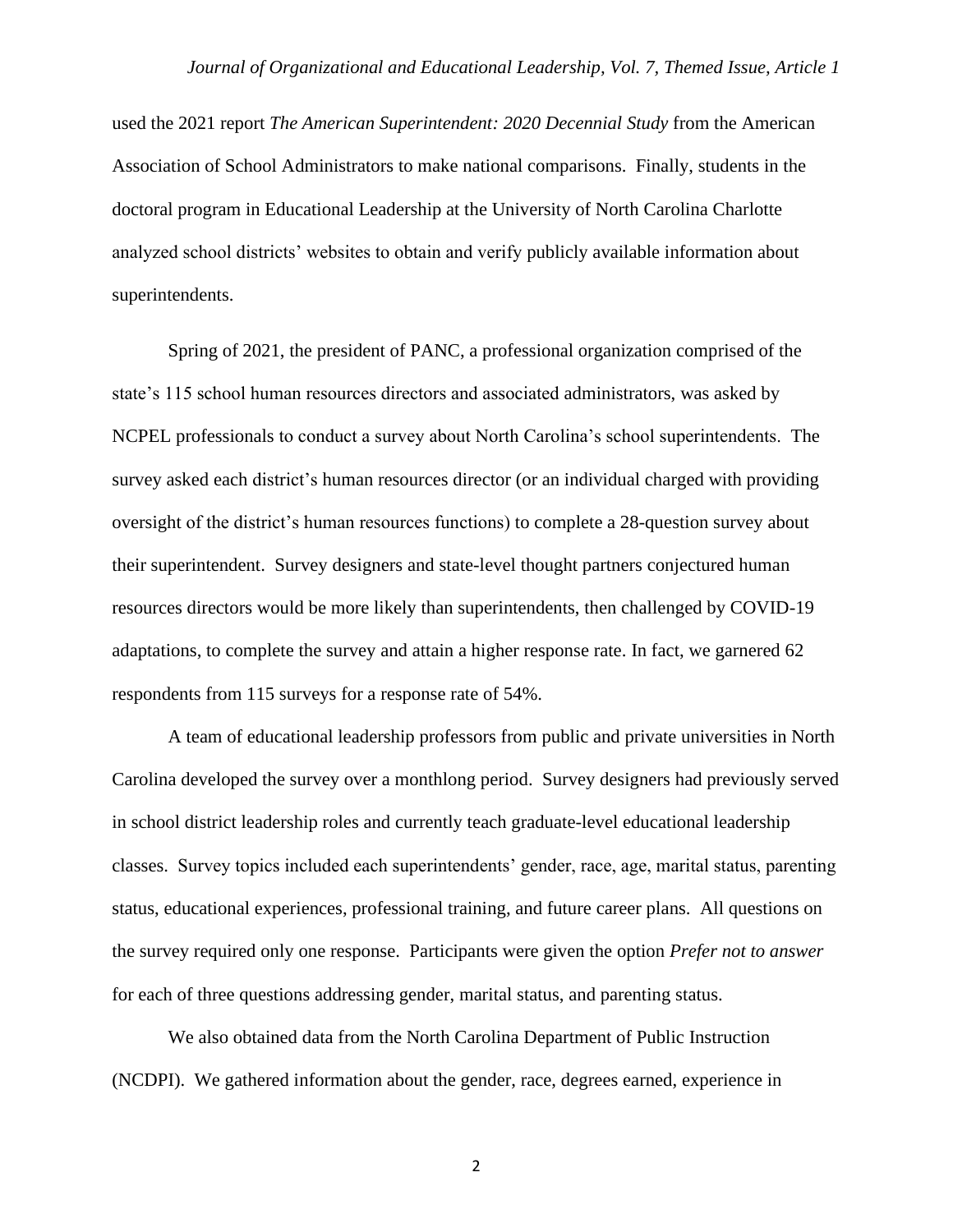used the 2021 report *The American Superintendent: 2020 Decennial Study* from the American Association of School Administrators to make national comparisons. Finally, students in the doctoral program in Educational Leadership at the University of North Carolina Charlotte analyzed school districts' websites to obtain and verify publicly available information about superintendents.

Spring of 2021, the president of PANC, a professional organization comprised of the state's 115 school human resources directors and associated administrators, was asked by NCPEL professionals to conduct a survey about North Carolina's school superintendents. The survey asked each district's human resources director (or an individual charged with providing oversight of the district's human resources functions) to complete a 28-question survey about their superintendent. Survey designers and state-level thought partners conjectured human resources directors would be more likely than superintendents, then challenged by COVID-19 adaptations, to complete the survey and attain a higher response rate. In fact, we garnered 62 respondents from 115 surveys for a response rate of 54%.

A team of educational leadership professors from public and private universities in North Carolina developed the survey over a monthlong period. Survey designers had previously served in school district leadership roles and currently teach graduate-level educational leadership classes. Survey topics included each superintendents' gender, race, age, marital status, parenting status, educational experiences, professional training, and future career plans. All questions on the survey required only one response. Participants were given the option *Prefer not to answer* for each of three questions addressing gender, marital status, and parenting status.

We also obtained data from the North Carolina Department of Public Instruction (NCDPI). We gathered information about the gender, race, degrees earned, experience in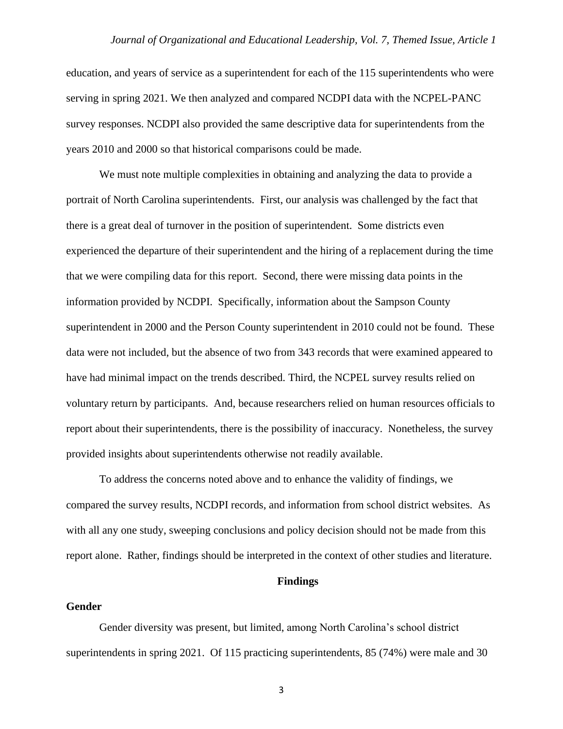education, and years of service as a superintendent for each of the 115 superintendents who were serving in spring 2021. We then analyzed and compared NCDPI data with the NCPEL-PANC survey responses. NCDPI also provided the same descriptive data for superintendents from the years 2010 and 2000 so that historical comparisons could be made.

We must note multiple complexities in obtaining and analyzing the data to provide a portrait of North Carolina superintendents. First, our analysis was challenged by the fact that there is a great deal of turnover in the position of superintendent. Some districts even experienced the departure of their superintendent and the hiring of a replacement during the time that we were compiling data for this report. Second, there were missing data points in the information provided by NCDPI. Specifically, information about the Sampson County superintendent in 2000 and the Person County superintendent in 2010 could not be found. These data were not included, but the absence of two from 343 records that were examined appeared to have had minimal impact on the trends described. Third, the NCPEL survey results relied on voluntary return by participants. And, because researchers relied on human resources officials to report about their superintendents, there is the possibility of inaccuracy. Nonetheless, the survey provided insights about superintendents otherwise not readily available.

To address the concerns noted above and to enhance the validity of findings, we compared the survey results, NCDPI records, and information from school district websites. As with all any one study, sweeping conclusions and policy decision should not be made from this report alone. Rather, findings should be interpreted in the context of other studies and literature.

## Findings

### Gender

Gender diversity was present, but limited, among North Carolina's school district superintendents in spring 2021. Of 115 practicing superintendents, 85 (74%) were male and 30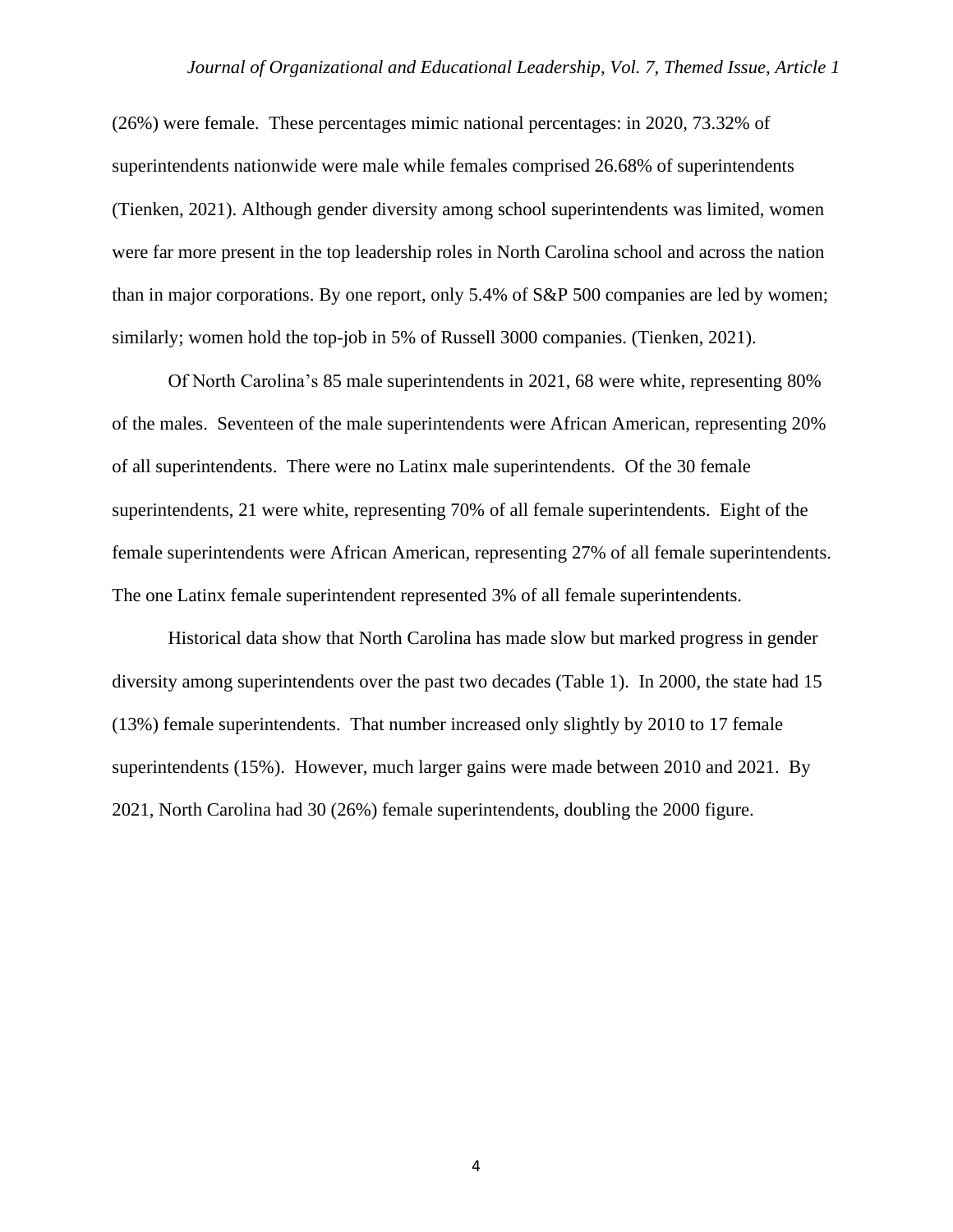(26%) were female. These percentages mimic national percentages: in 2020, 73.32% of superintendents nationwide were male while females comprised 26.68% of superintendents (Tienken, 2021). Although gender diversity among school superintendents was limited, women were far more present in the top leadership roles in North Carolina school and across the nation than in major corporations. By one report, only 5.4% of S&P 500 companies are led by women; similarly; women hold the top-job in 5% of Russell 3000 companies. (Tienken, 2021).

Of North Carolina's 85 male superintendents in 2021, 68 were white, representing 80% of the males. Seventeen of the male superintendents were African American, representing 20% of all superintendents. There were no Latinx male superintendents. Of the 30 female superintendents, 21 were white, representing 70% of all female superintendents. Eight of the female superintendents were African American, representing 27% of all female superintendents. The one Latinx female superintendent represented 3% of all female superintendents.

Historical data show that North Carolina has made slow but marked progress in gender diversity among superintendents over the past two decades (Table 1). In 2000, the state had 15 (13%) female superintendents. That number increased only slightly by 2010 to 17 female superintendents (15%). However, much larger gains were made between 2010 and 2021. By 2021, North Carolina had 30 (26%) female superintendents, doubling the 2000 figure.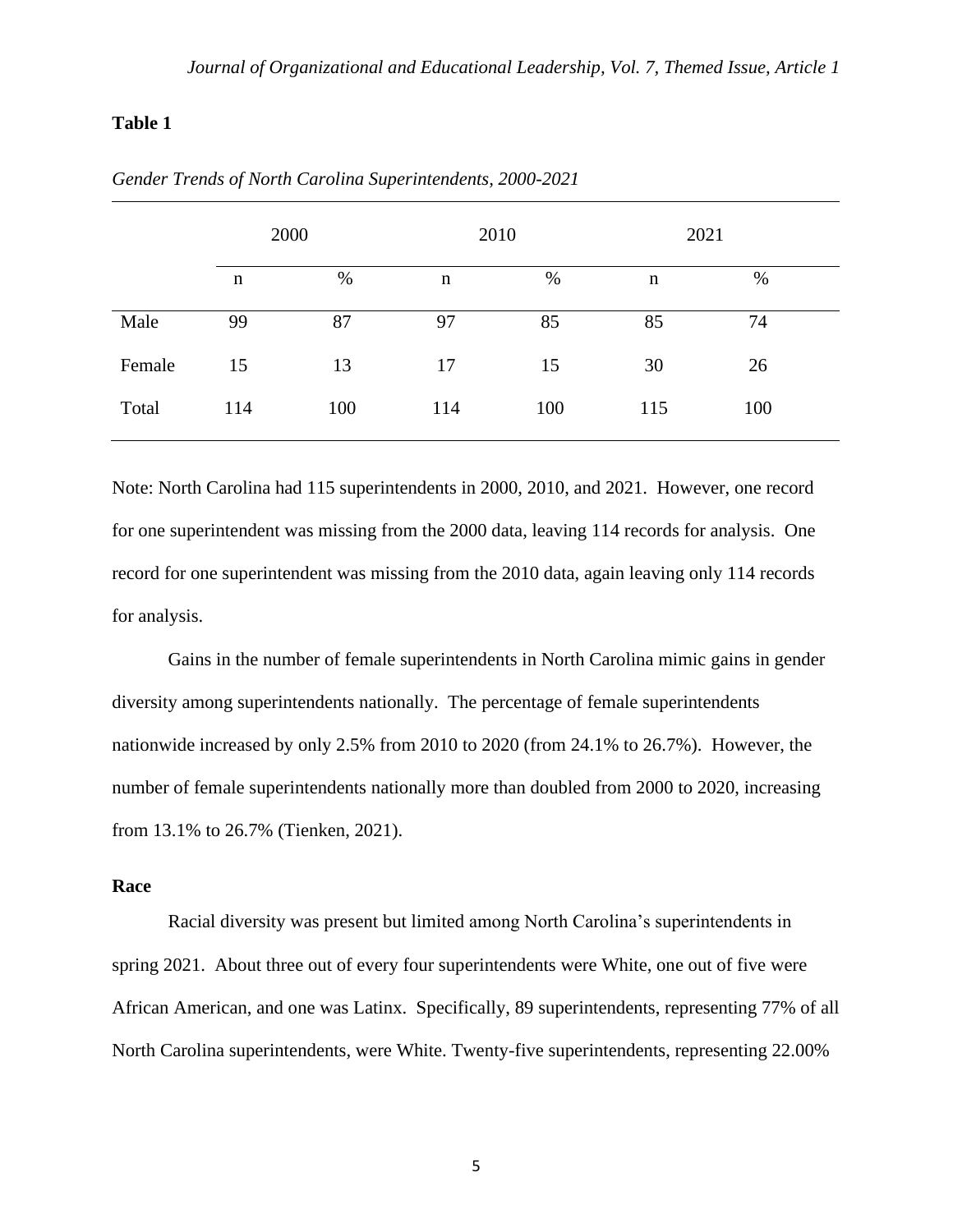**Table 1**

*Gender Trends of North Carolina Superintendents, 2000-2021*

| | 2000 | | 2010 | | 2021 | |
|---|---|---|---|---|---|---|
| | n | % | n | % | n | % |
| Male | 99 | 87 | 97 | 85 | 85 | 74 |
| Female | 15 | 13 | 17 | 15 | 30 | 26 |
| Total | 114 | 100 | 114 | 100 | 115 | 100 |

Note: North Carolina had 115 superintendents in 2000, 2010, and 2021. However, one record for one superintendent was missing from the 2000 data, leaving 114 records for analysis. One record for one superintendent was missing from the 2010 data, again leaving only 114 records for analysis.

Gains in the number of female superintendents in North Carolina mimic gains in gender diversity among superintendents nationally. The percentage of female superintendents nationwide increased by only 2.5% from 2010 to 2020 (from 24.1% to 26.7%). However, the number of female superintendents nationally more than doubled from 2000 to 2020, increasing from 13.1% to 26.7% (Tienken, 2021).

### Race

Racial diversity was present but limited among North Carolina's superintendents in spring 2021. About three out of every four superintendents were White, one out of five were African American, and one was Latinx. Specifically, 89 superintendents, representing 77% of all North Carolina superintendents, were White. Twenty-five superintendents, representing 22.00%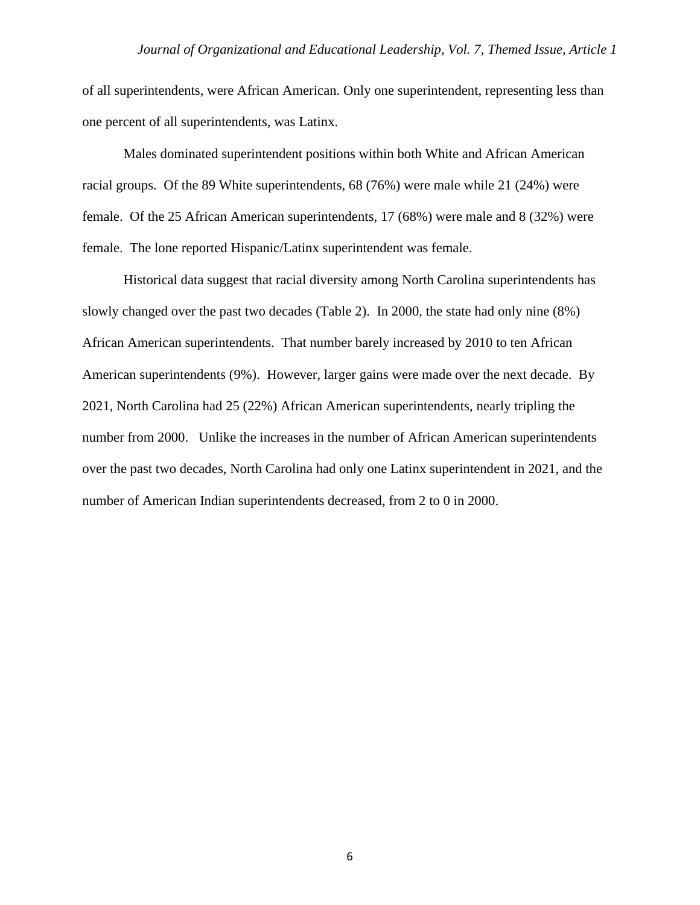of all superintendents, were African American. Only one superintendent, representing less than one percent of all superintendents, was Latinx.

Males dominated superintendent positions within both White and African American racial groups. Of the 89 White superintendents, 68 (76%) were male while 21 (24%) were female. Of the 25 African American superintendents, 17 (68%) were male and 8 (32%) were female. The lone reported Hispanic/Latinx superintendent was female.

Historical data suggest that racial diversity among North Carolina superintendents has slowly changed over the past two decades (Table 2). In 2000, the state had only nine (8%) African American superintendents. That number barely increased by 2010 to ten African American superintendents (9%). However, larger gains were made over the next decade. By 2021, North Carolina had 25 (22%) African American superintendents, nearly tripling the number from 2000. Unlike the increases in the number of African American superintendents over the past two decades, North Carolina had only one Latinx superintendent in 2021, and the number of American Indian superintendents decreased, from 2 to 0 in 2000.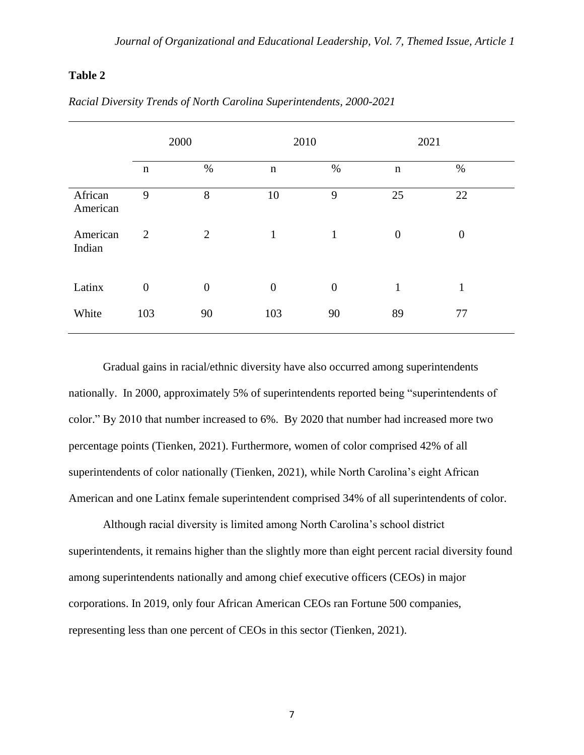**Table 2**

*Racial Diversity Trends of North Carolina Superintendents, 2000-2021*

| | 2000 | | 2010 | | 2021 | |
|---|---|---|---|---|---|---|
| | n | % | n | % | n | % |
| African American | 9 | 8 | 10 | 9 | 25 | 22 |
| American Indian | 2 | 2 | 1 | 1 | 0 | 0 |
| Latinx | 0 | 0 | 0 | 0 | 1 | 1 |
| White | 103 | 90 | 103 | 90 | 89 | 77 |

Gradual gains in racial/ethnic diversity have also occurred among superintendents nationally. In 2000, approximately 5% of superintendents reported being "superintendents of color." By 2010 that number increased to 6%. By 2020 that number had increased more two percentage points (Tienken, 2021). Furthermore, women of color comprised 42% of all superintendents of color nationally (Tienken, 2021), while North Carolina's eight African American and one Latinx female superintendent comprised 34% of all superintendents of color.

Although racial diversity is limited among North Carolina's school district superintendents, it remains higher than the slightly more than eight percent racial diversity found among superintendents nationally and among chief executive officers (CEOs) in major corporations. In 2019, only four African American CEOs ran Fortune 500 companies, representing less than one percent of CEOs in this sector (Tienken, 2021).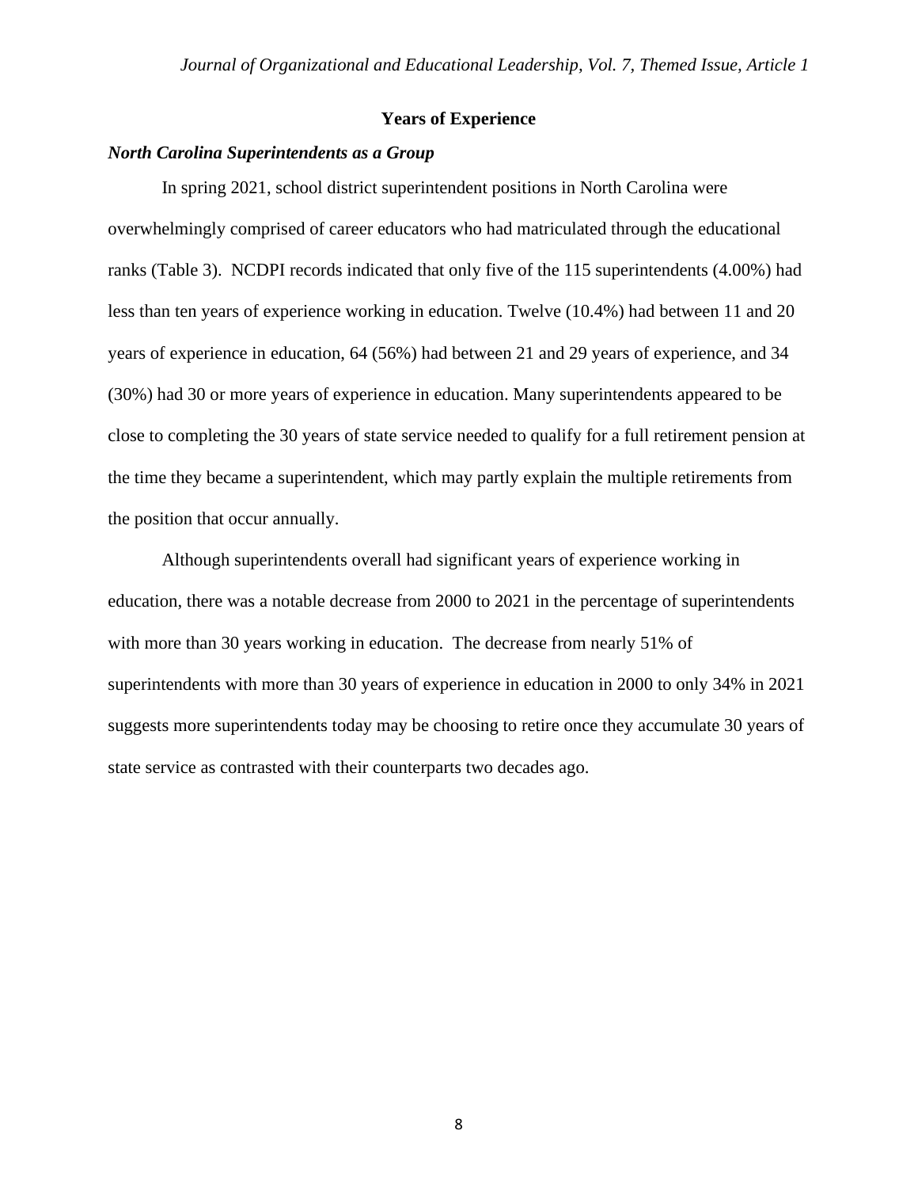## Years of Experience

### *North Carolina Superintendents as a Group*

In spring 2021, school district superintendent positions in North Carolina were overwhelmingly comprised of career educators who had matriculated through the educational ranks (Table 3). NCDPI records indicated that only five of the 115 superintendents (4.00%) had less than ten years of experience working in education. Twelve (10.4%) had between 11 and 20 years of experience in education, 64 (56%) had between 21 and 29 years of experience, and 34 (30%) had 30 or more years of experience in education. Many superintendents appeared to be close to completing the 30 years of state service needed to qualify for a full retirement pension at the time they became a superintendent, which may partly explain the multiple retirements from the position that occur annually.

Although superintendents overall had significant years of experience working in education, there was a notable decrease from 2000 to 2021 in the percentage of superintendents with more than 30 years working in education. The decrease from nearly 51% of superintendents with more than 30 years of experience in education in 2000 to only 34% in 2021 suggests more superintendents today may be choosing to retire once they accumulate 30 years of state service as contrasted with their counterparts two decades ago.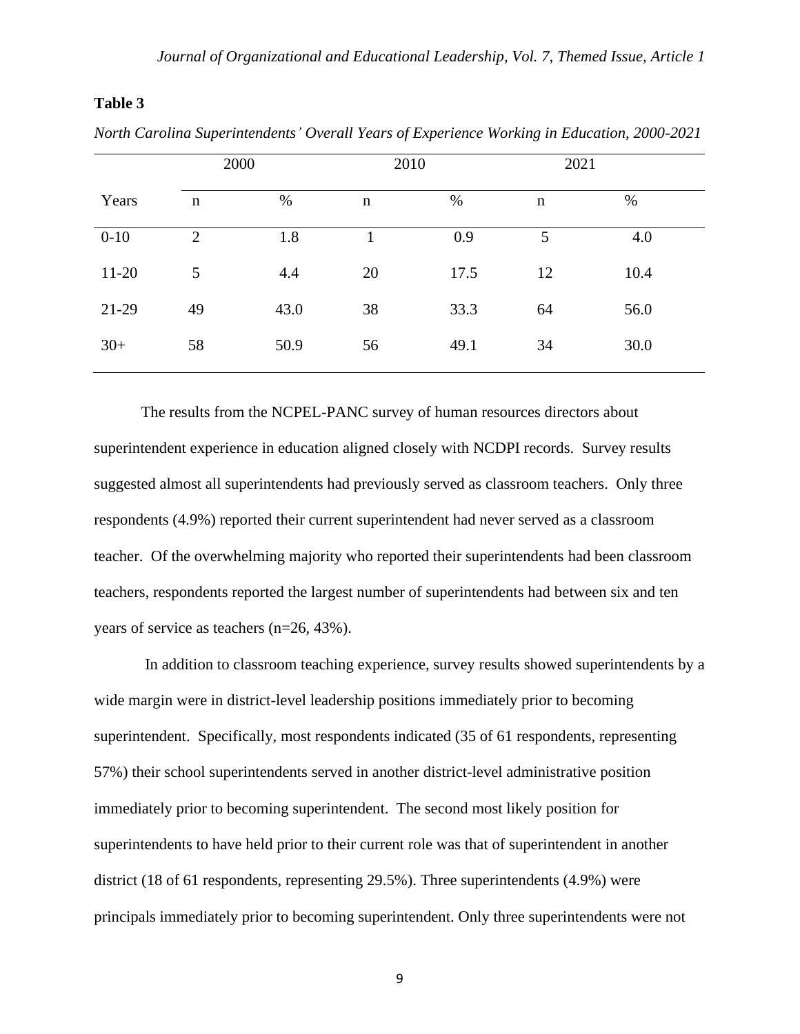**Table 3**

*North Carolina Superintendents' Overall Years of Experience Working in Education, 2000-2021*

| | 2000 | | 2010 | | 2021 | |
|---|---|---|---|---|---|---|
| Years | n | % | n | % | n | % |
| 0-10 | 2 | 1.8 | 1 | 0.9 | 5 | 4.0 |
| 11-20 | 5 | 4.4 | 20 | 17.5 | 12 | 10.4 |
| 21-29 | 49 | 43.0 | 38 | 33.3 | 64 | 56.0 |
| 30+ | 58 | 50.9 | 56 | 49.1 | 34 | 30.0 |

The results from the NCPEL-PANC survey of human resources directors about superintendent experience in education aligned closely with NCDPI records. Survey results suggested almost all superintendents had previously served as classroom teachers. Only three respondents (4.9%) reported their current superintendent had never served as a classroom teacher. Of the overwhelming majority who reported their superintendents had been classroom teachers, respondents reported the largest number of superintendents had between six and ten years of service as teachers (n=26, 43%).

In addition to classroom teaching experience, survey results showed superintendents by a wide margin were in district-level leadership positions immediately prior to becoming superintendent. Specifically, most respondents indicated (35 of 61 respondents, representing 57%) their school superintendents served in another district-level administrative position immediately prior to becoming superintendent. The second most likely position for superintendents to have held prior to their current role was that of superintendent in another district (18 of 61 respondents, representing 29.5%). Three superintendents (4.9%) were principals immediately prior to becoming superintendent. Only three superintendents were not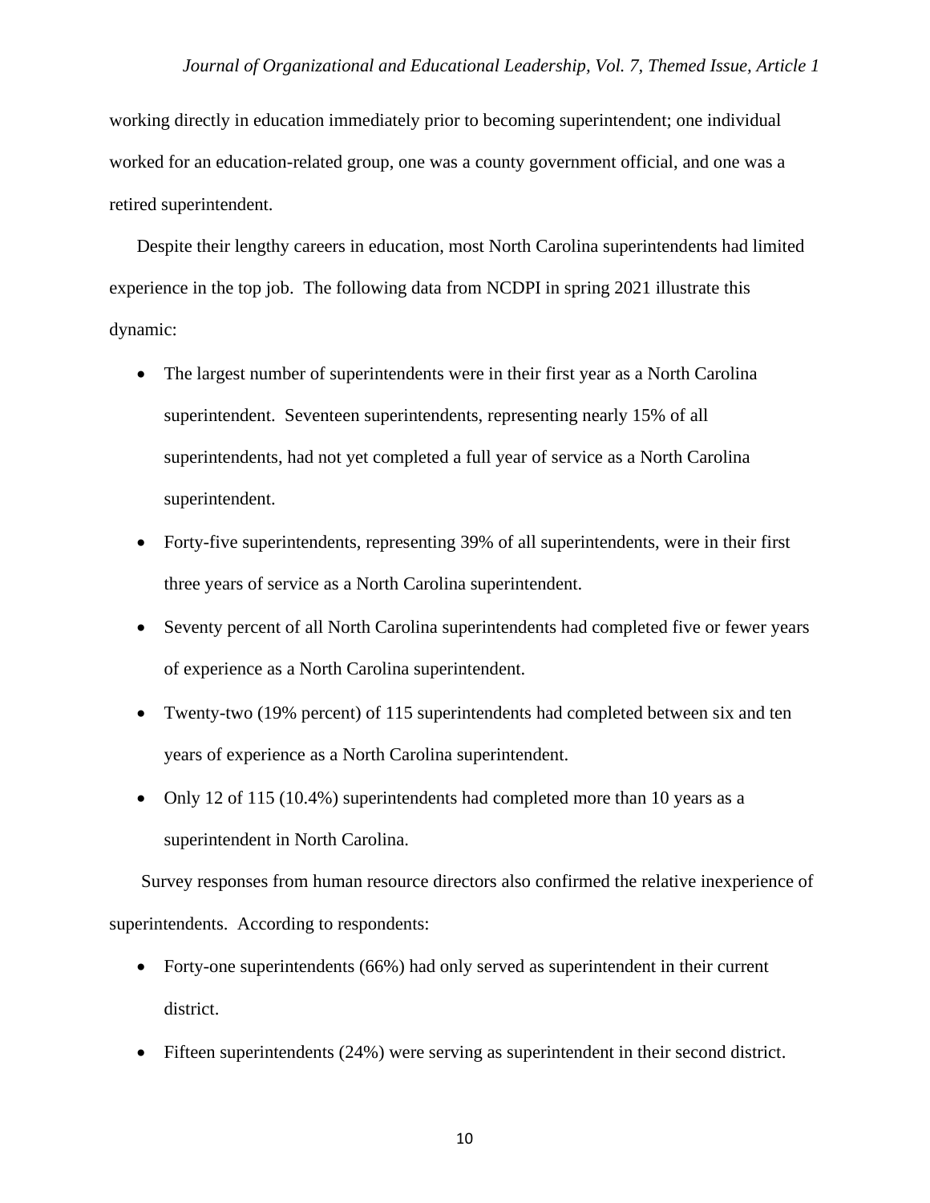working directly in education immediately prior to becoming superintendent; one individual worked for an education-related group, one was a county government official, and one was a retired superintendent.

Despite their lengthy careers in education, most North Carolina superintendents had limited experience in the top job. The following data from NCDPI in spring 2021 illustrate this dynamic:

- The largest number of superintendents were in their first year as a North Carolina superintendent. Seventeen superintendents, representing nearly 15% of all superintendents, had not yet completed a full year of service as a North Carolina superintendent.
- Forty-five superintendents, representing 39% of all superintendents, were in their first three years of service as a North Carolina superintendent.
- Seventy percent of all North Carolina superintendents had completed five or fewer years of experience as a North Carolina superintendent.
- Twenty-two (19% percent) of 115 superintendents had completed between six and ten years of experience as a North Carolina superintendent.
- Only 12 of 115 (10.4%) superintendents had completed more than 10 years as a superintendent in North Carolina.

Survey responses from human resource directors also confirmed the relative inexperience of superintendents. According to respondents:

- Forty-one superintendents (66%) had only served as superintendent in their current district.
- Fifteen superintendents (24%) were serving as superintendent in their second district.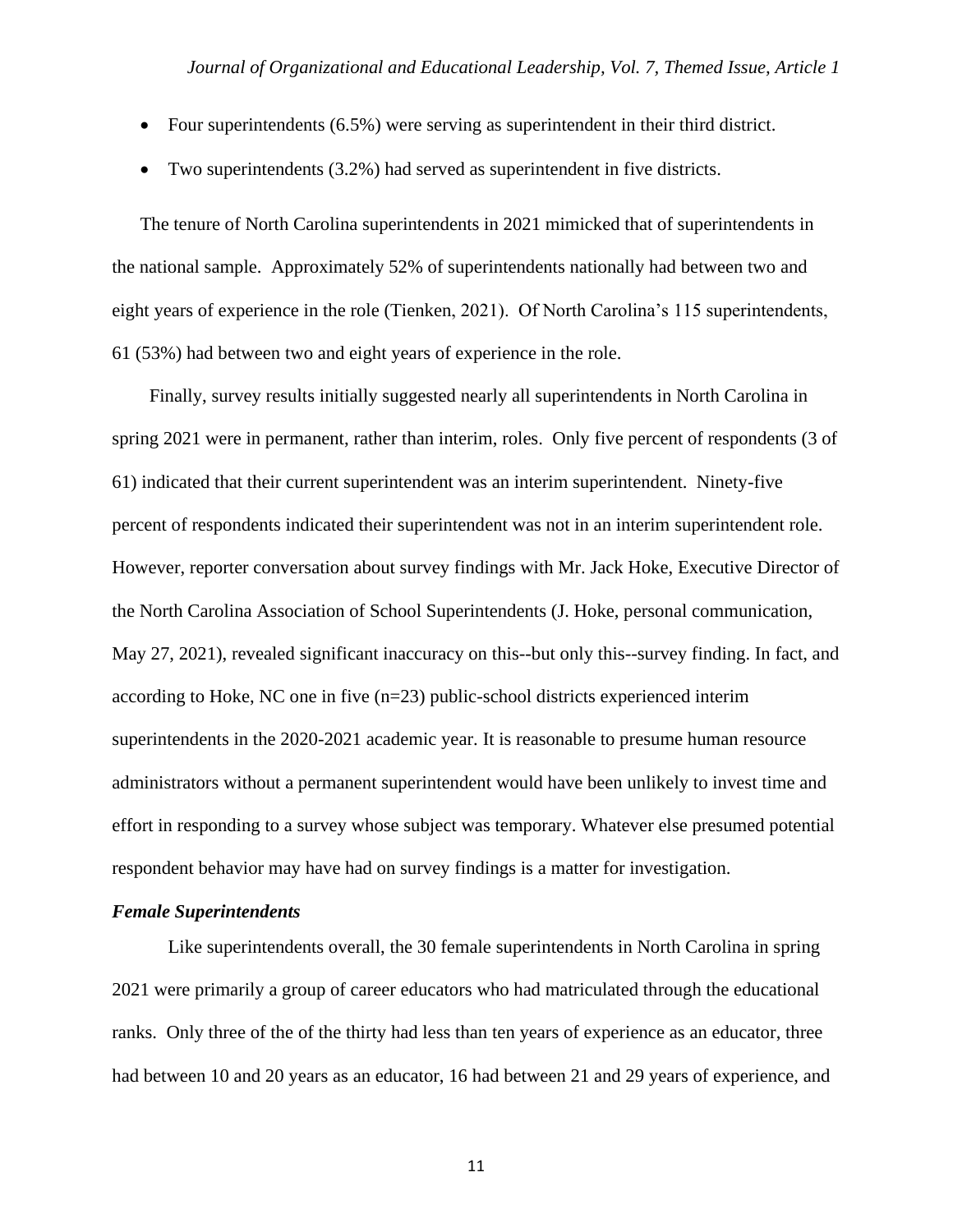- Four superintendents (6.5%) were serving as superintendent in their third district.
- Two superintendents (3.2%) had served as superintendent in five districts.

The tenure of North Carolina superintendents in 2021 mimicked that of superintendents in the national sample. Approximately 52% of superintendents nationally had between two and eight years of experience in the role (Tienken, 2021). Of North Carolina's 115 superintendents, 61 (53%) had between two and eight years of experience in the role.

Finally, survey results initially suggested nearly all superintendents in North Carolina in spring 2021 were in permanent, rather than interim, roles. Only five percent of respondents (3 of 61) indicated that their current superintendent was an interim superintendent. Ninety-five percent of respondents indicated their superintendent was not in an interim superintendent role. However, reporter conversation about survey findings with Mr. Jack Hoke, Executive Director of the North Carolina Association of School Superintendents (J. Hoke, personal communication, May 27, 2021), revealed significant inaccuracy on this--but only this--survey finding. In fact, and according to Hoke, NC one in five (n=23) public-school districts experienced interim superintendents in the 2020-2021 academic year. It is reasonable to presume human resource administrators without a permanent superintendent would have been unlikely to invest time and effort in responding to a survey whose subject was temporary. Whatever else presumed potential respondent behavior may have had on survey findings is a matter for investigation.

### *Female Superintendents*

Like superintendents overall, the 30 female superintendents in North Carolina in spring 2021 were primarily a group of career educators who had matriculated through the educational ranks. Only three of the of the thirty had less than ten years of experience as an educator, three had between 10 and 20 years as an educator, 16 had between 21 and 29 years of experience, and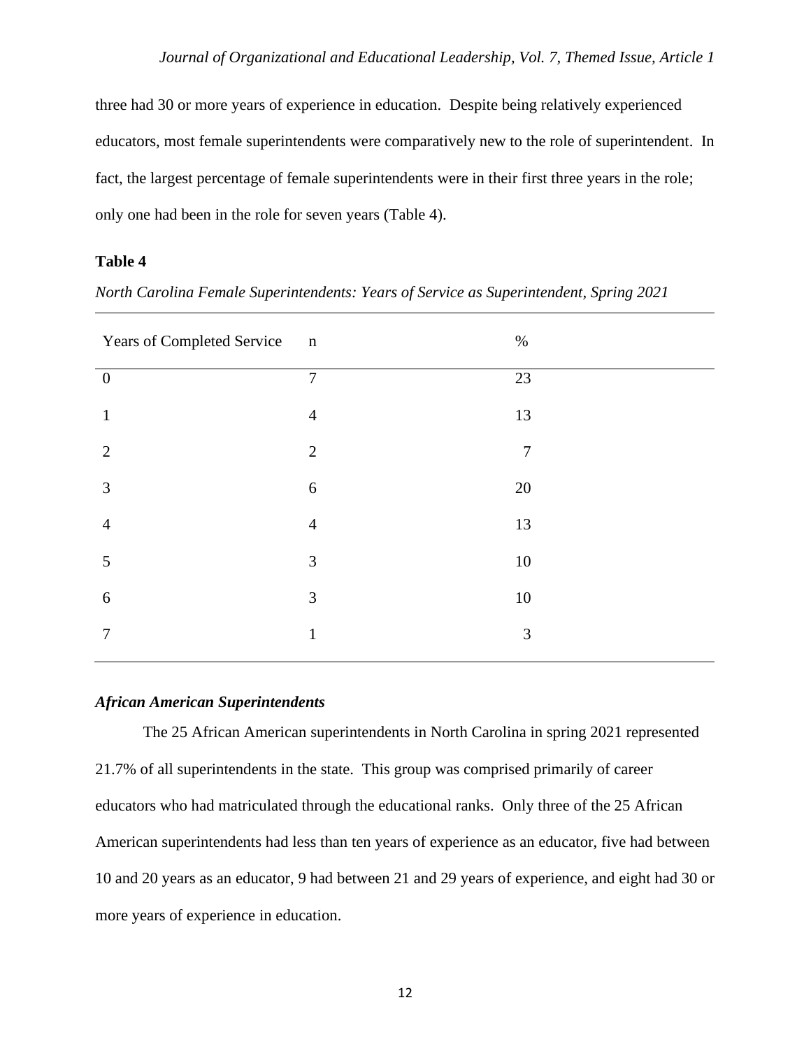three had 30 or more years of experience in education. Despite being relatively experienced educators, most female superintendents were comparatively new to the role of superintendent. In fact, the largest percentage of female superintendents were in their first three years in the role; only one had been in the role for seven years (Table 4).

**Table 4**

*North Carolina Female Superintendents: Years of Service as Superintendent, Spring 2021*

| Years of Completed Service | n | % |
|---|---|---|
| 0 | 7 | 23 |
| 1 | 4 | 13 |
| 2 | 2 | 7 |
| 3 | 6 | 20 |
| 4 | 4 | 13 |
| 5 | 3 | 10 |
| 6 | 3 | 10 |
| 7 | 1 | 3 |

### *African American Superintendents*

The 25 African American superintendents in North Carolina in spring 2021 represented 21.7% of all superintendents in the state. This group was comprised primarily of career educators who had matriculated through the educational ranks. Only three of the 25 African American superintendents had less than ten years of experience as an educator, five had between 10 and 20 years as an educator, 9 had between 21 and 29 years of experience, and eight had 30 or more years of experience in education.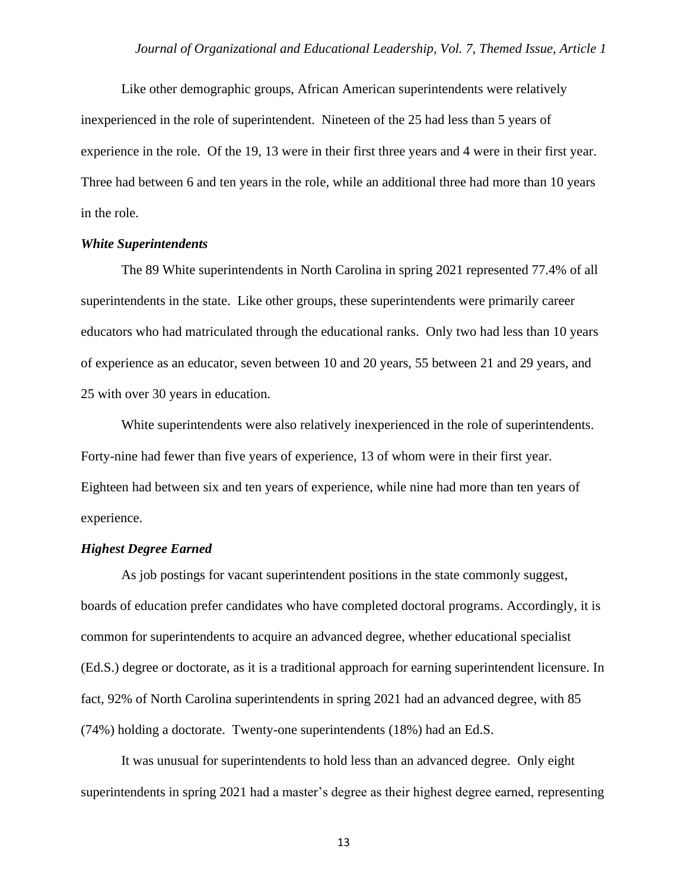Like other demographic groups, African American superintendents were relatively inexperienced in the role of superintendent. Nineteen of the 25 had less than 5 years of experience in the role. Of the 19, 13 were in their first three years and 4 were in their first year. Three had between 6 and ten years in the role, while an additional three had more than 10 years in the role.

### *White Superintendents*

The 89 White superintendents in North Carolina in spring 2021 represented 77.4% of all superintendents in the state. Like other groups, these superintendents were primarily career educators who had matriculated through the educational ranks. Only two had less than 10 years of experience as an educator, seven between 10 and 20 years, 55 between 21 and 29 years, and 25 with over 30 years in education.

White superintendents were also relatively inexperienced in the role of superintendents. Forty-nine had fewer than five years of experience, 13 of whom were in their first year. Eighteen had between six and ten years of experience, while nine had more than ten years of experience.

### *Highest Degree Earned*

As job postings for vacant superintendent positions in the state commonly suggest, boards of education prefer candidates who have completed doctoral programs. Accordingly, it is common for superintendents to acquire an advanced degree, whether educational specialist (Ed.S.) degree or doctorate, as it is a traditional approach for earning superintendent licensure. In fact, 92% of North Carolina superintendents in spring 2021 had an advanced degree, with 85 (74%) holding a doctorate. Twenty-one superintendents (18%) had an Ed.S.

It was unusual for superintendents to hold less than an advanced degree. Only eight superintendents in spring 2021 had a master's degree as their highest degree earned, representing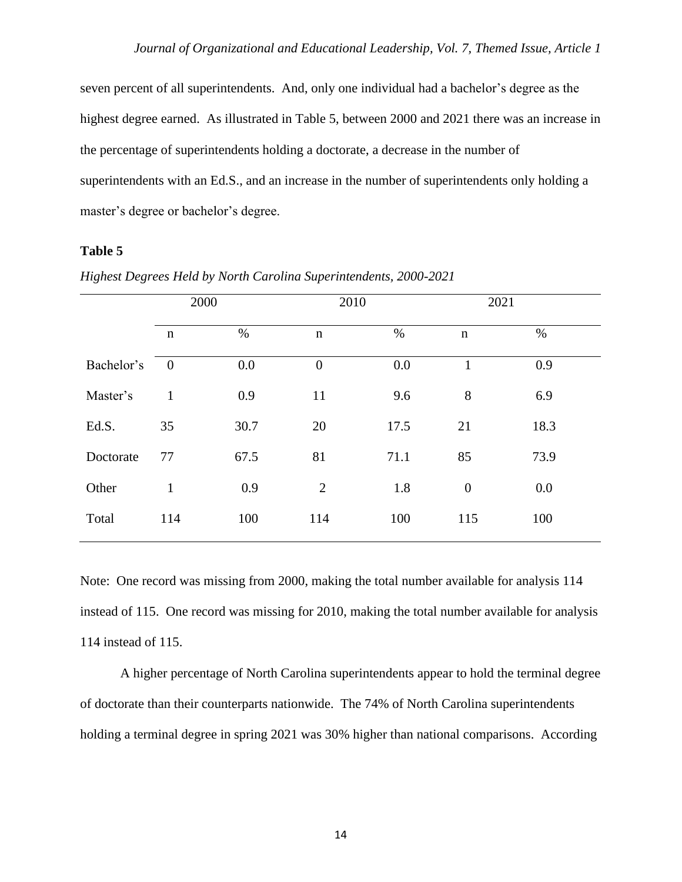seven percent of all superintendents. And, only one individual had a bachelor's degree as the highest degree earned. As illustrated in Table 5, between 2000 and 2021 there was an increase in the percentage of superintendents holding a doctorate, a decrease in the number of superintendents with an Ed.S., and an increase in the number of superintendents only holding a master's degree or bachelor's degree.

**Table 5**

*Highest Degrees Held by North Carolina Superintendents, 2000-2021*

| | 2000 | | 2010 | | 2021 | |
|---|---|---|---|---|---|---|
| | n | % | n | % | n | % |
| Bachelor's | 0 | 0.0 | 0 | 0.0 | 1 | 0.9 |
| Master's | 1 | 0.9 | 11 | 9.6 | 8 | 6.9 |
| Ed.S. | 35 | 30.7 | 20 | 17.5 | 21 | 18.3 |
| Doctorate | 77 | 67.5 | 81 | 71.1 | 85 | 73.9 |
| Other | 1 | 0.9 | 2 | 1.8 | 0 | 0.0 |
| Total | 114 | 100 | 114 | 100 | 115 | 100 |

Note: One record was missing from 2000, making the total number available for analysis 114 instead of 115. One record was missing for 2010, making the total number available for analysis 114 instead of 115.

A higher percentage of North Carolina superintendents appear to hold the terminal degree of doctorate than their counterparts nationwide. The 74% of North Carolina superintendents holding a terminal degree in spring 2021 was 30% higher than national comparisons. According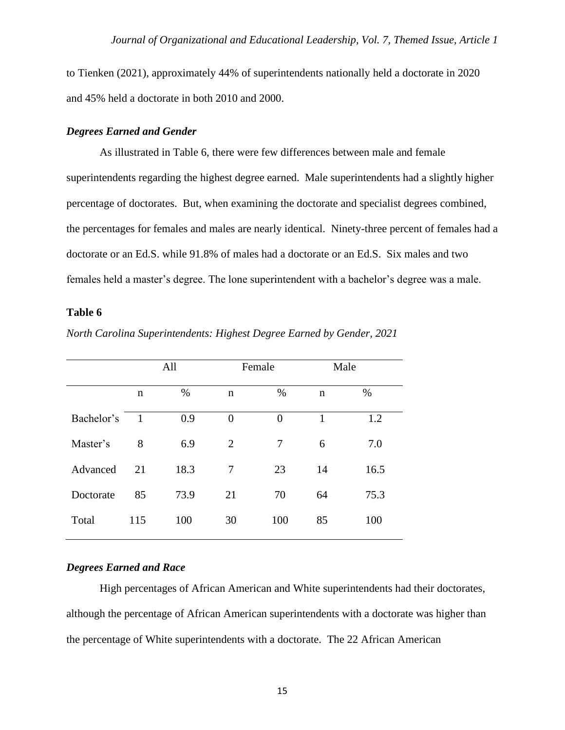to Tienken (2021), approximately 44% of superintendents nationally held a doctorate in 2020 and 45% held a doctorate in both 2010 and 2000.

### *Degrees Earned and Gender*

As illustrated in Table 6, there were few differences between male and female superintendents regarding the highest degree earned. Male superintendents had a slightly higher percentage of doctorates. But, when examining the doctorate and specialist degrees combined, the percentages for females and males are nearly identical. Ninety-three percent of females had a doctorate or an Ed.S. while 91.8% of males had a doctorate or an Ed.S. Six males and two females held a master's degree. The lone superintendent with a bachelor's degree was a male.

**Table 6**

*North Carolina Superintendents: Highest Degree Earned by Gender, 2021*

| | All | | Female | | Male | |
|---|---|---|---|---|---|---|
| | n | % | n | % | n | % |
| Bachelor's | 1 | 0.9 | 0 | 0 | 1 | 1.2 |
| Master's | 8 | 6.9 | 2 | 7 | 6 | 7.0 |
| Advanced | 21 | 18.3 | 7 | 23 | 14 | 16.5 |
| Doctorate | 85 | 73.9 | 21 | 70 | 64 | 75.3 |
| Total | 115 | 100 | 30 | 100 | 85 | 100 |

### *Degrees Earned and Race*

High percentages of African American and White superintendents had their doctorates, although the percentage of African American superintendents with a doctorate was higher than the percentage of White superintendents with a doctorate. The 22 African American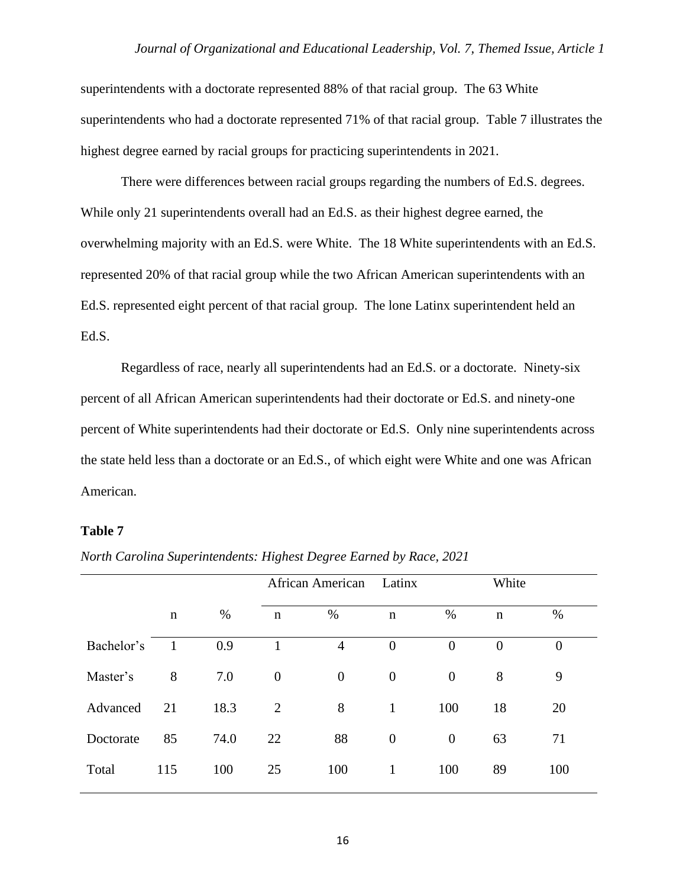superintendents with a doctorate represented 88% of that racial group. The 63 White superintendents who had a doctorate represented 71% of that racial group. Table 7 illustrates the highest degree earned by racial groups for practicing superintendents in 2021.

There were differences between racial groups regarding the numbers of Ed.S. degrees. While only 21 superintendents overall had an Ed.S. as their highest degree earned, the overwhelming majority with an Ed.S. were White. The 18 White superintendents with an Ed.S. represented 20% of that racial group while the two African American superintendents with an Ed.S. represented eight percent of that racial group. The lone Latinx superintendent held an Ed.S.

Regardless of race, nearly all superintendents had an Ed.S. or a doctorate. Ninety-six percent of all African American superintendents had their doctorate or Ed.S. and ninety-one percent of White superintendents had their doctorate or Ed.S. Only nine superintendents across the state held less than a doctorate or an Ed.S., of which eight were White and one was African American.

**Table 7**

*North Carolina Superintendents: Highest Degree Earned by Race, 2021*

| | | | African American | | Latinx | | White | |
|---|---|---|---|---|---|---|---|---|
| | n | % | n | % | n | % | n | % |
| Bachelor's | 1 | 0.9 | 1 | 4 | 0 | 0 | 0 | 0 |
| Master's | 8 | 7.0 | 0 | 0 | 0 | 0 | 8 | 9 |
| Advanced | 21 | 18.3 | 2 | 8 | 1 | 100 | 18 | 20 |
| Doctorate | 85 | 74.0 | 22 | 88 | 0 | 0 | 63 | 71 |
| Total | 115 | 100 | 25 | 100 | 1 | 100 | 89 | 100 |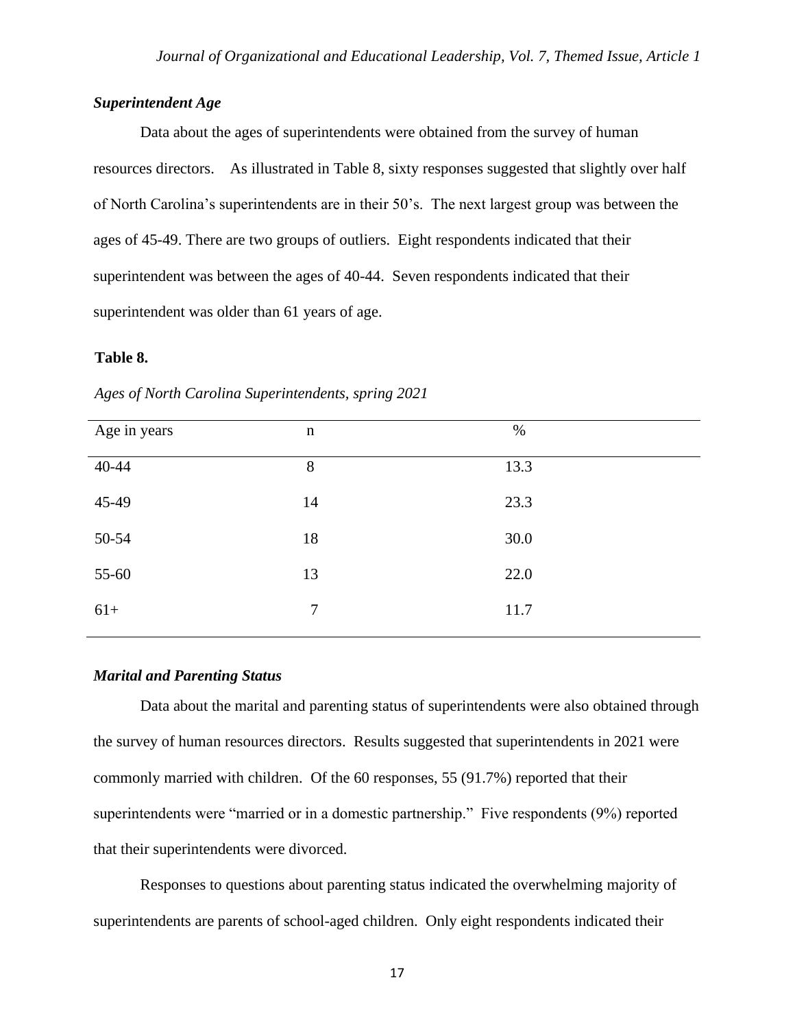### *Superintendent Age*

Data about the ages of superintendents were obtained from the survey of human resources directors. As illustrated in Table 8, sixty responses suggested that slightly over half of North Carolina's superintendents are in their 50's. The next largest group was between the ages of 45-49. There are two groups of outliers. Eight respondents indicated that their superintendent was between the ages of 40-44. Seven respondents indicated that their superintendent was older than 61 years of age.

**Table 8.**

*Ages of North Carolina Superintendents, spring 2021*

| Age in years | n | % |
|---|---|---|
| 40-44 | 8 | 13.3 |
| 45-49 | 14 | 23.3 |
| 50-54 | 18 | 30.0 |
| 55-60 | 13 | 22.0 |
| 61+ | 7 | 11.7 |

### *Marital and Parenting Status*

Data about the marital and parenting status of superintendents were also obtained through the survey of human resources directors. Results suggested that superintendents in 2021 were commonly married with children. Of the 60 responses, 55 (91.7%) reported that their superintendents were "married or in a domestic partnership." Five respondents (9%) reported that their superintendents were divorced.

Responses to questions about parenting status indicated the overwhelming majority of superintendents are parents of school-aged children. Only eight respondents indicated their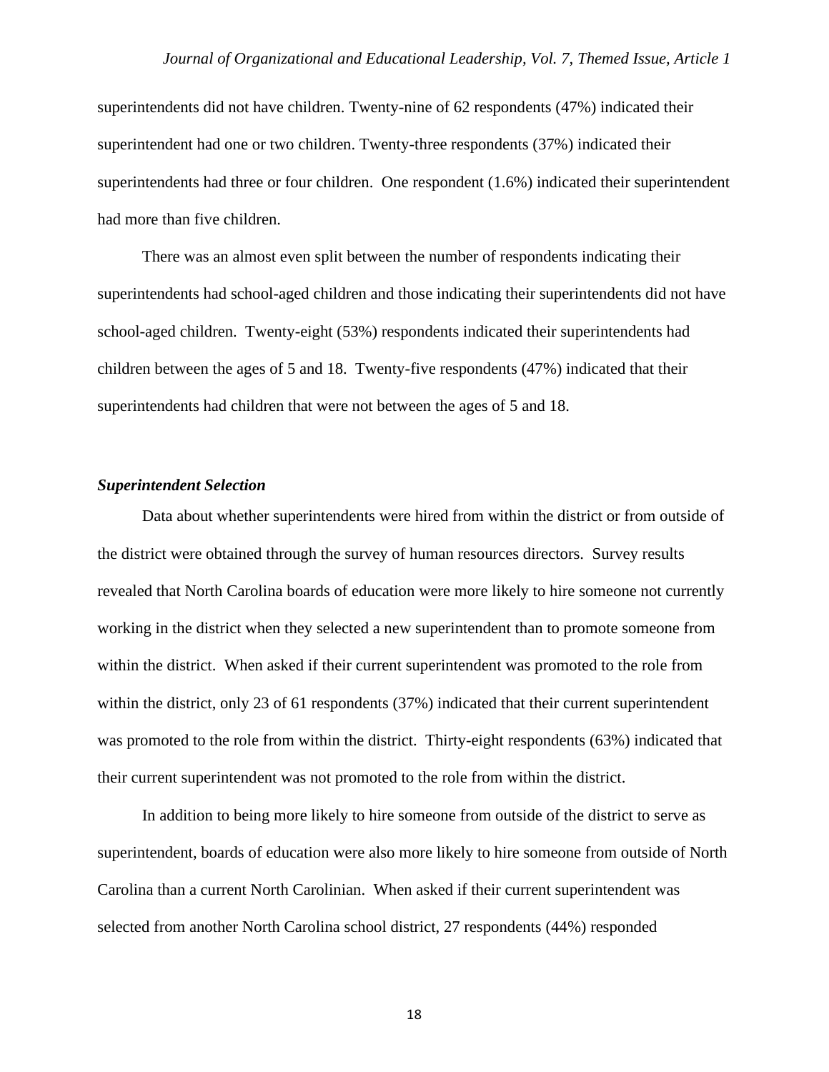superintendents did not have children. Twenty-nine of 62 respondents (47%) indicated their superintendent had one or two children. Twenty-three respondents (37%) indicated their superintendents had three or four children. One respondent (1.6%) indicated their superintendent had more than five children.

There was an almost even split between the number of respondents indicating their superintendents had school-aged children and those indicating their superintendents did not have school-aged children. Twenty-eight (53%) respondents indicated their superintendents had children between the ages of 5 and 18. Twenty-five respondents (47%) indicated that their superintendents had children that were not between the ages of 5 and 18.

### *Superintendent Selection*

Data about whether superintendents were hired from within the district or from outside of the district were obtained through the survey of human resources directors. Survey results revealed that North Carolina boards of education were more likely to hire someone not currently working in the district when they selected a new superintendent than to promote someone from within the district. When asked if their current superintendent was promoted to the role from within the district, only 23 of 61 respondents (37%) indicated that their current superintendent was promoted to the role from within the district. Thirty-eight respondents (63%) indicated that their current superintendent was not promoted to the role from within the district.

In addition to being more likely to hire someone from outside of the district to serve as superintendent, boards of education were also more likely to hire someone from outside of North Carolina than a current North Carolinian. When asked if their current superintendent was selected from another North Carolina school district, 27 respondents (44%) responded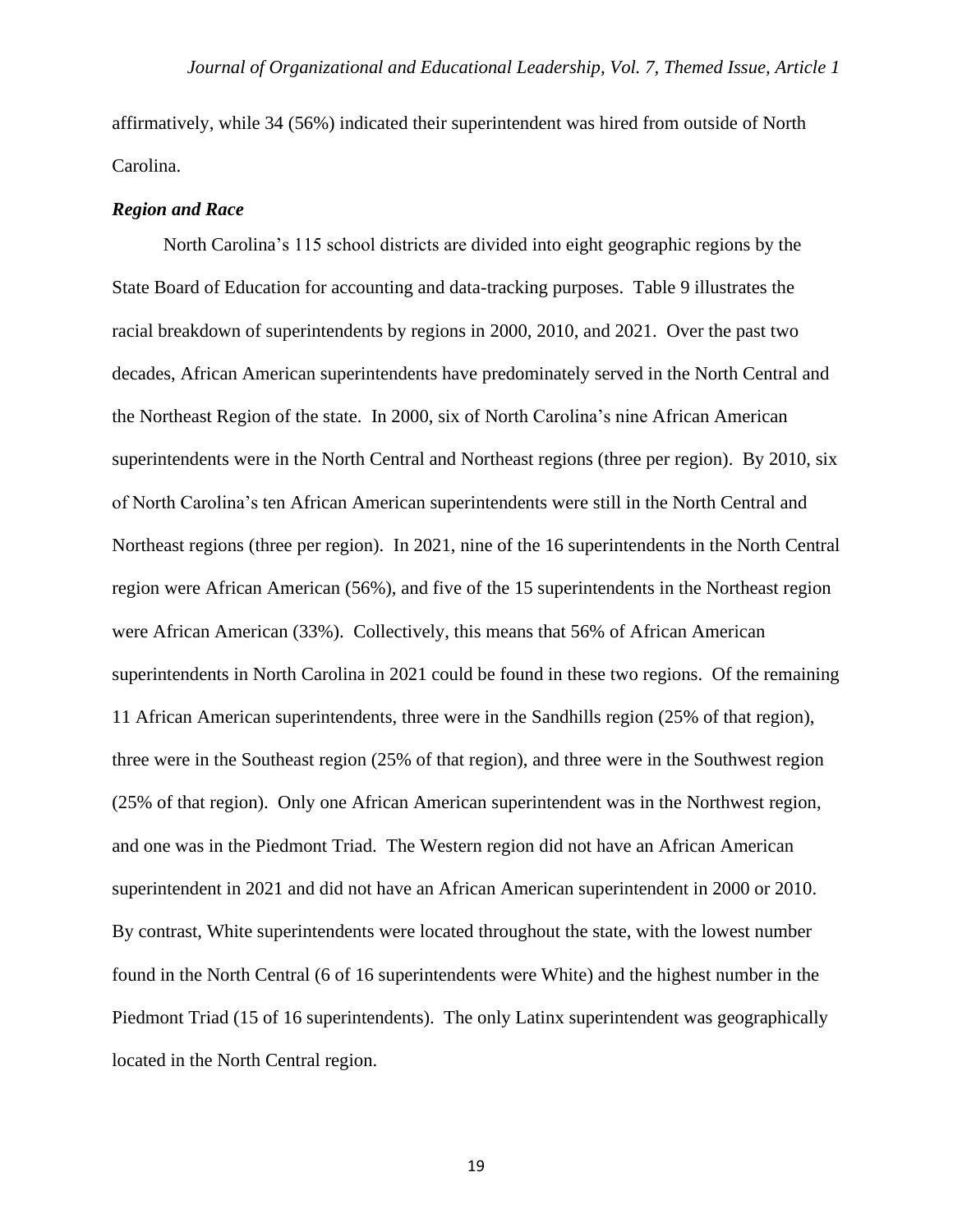affirmatively, while 34 (56%) indicated their superintendent was hired from outside of North Carolina.

### *Region and Race*

North Carolina's 115 school districts are divided into eight geographic regions by the State Board of Education for accounting and data-tracking purposes. Table 9 illustrates the racial breakdown of superintendents by regions in 2000, 2010, and 2021. Over the past two decades, African American superintendents have predominately served in the North Central and the Northeast Region of the state. In 2000, six of North Carolina's nine African American superintendents were in the North Central and Northeast regions (three per region). By 2010, six of North Carolina's ten African American superintendents were still in the North Central and Northeast regions (three per region). In 2021, nine of the 16 superintendents in the North Central region were African American (56%), and five of the 15 superintendents in the Northeast region were African American (33%). Collectively, this means that 56% of African American superintendents in North Carolina in 2021 could be found in these two regions. Of the remaining 11 African American superintendents, three were in the Sandhills region (25% of that region), three were in the Southeast region (25% of that region), and three were in the Southwest region (25% of that region). Only one African American superintendent was in the Northwest region, and one was in the Piedmont Triad. The Western region did not have an African American superintendent in 2021 and did not have an African American superintendent in 2000 or 2010. By contrast, White superintendents were located throughout the state, with the lowest number found in the North Central (6 of 16 superintendents were White) and the highest number in the Piedmont Triad (15 of 16 superintendents). The only Latinx superintendent was geographically located in the North Central region.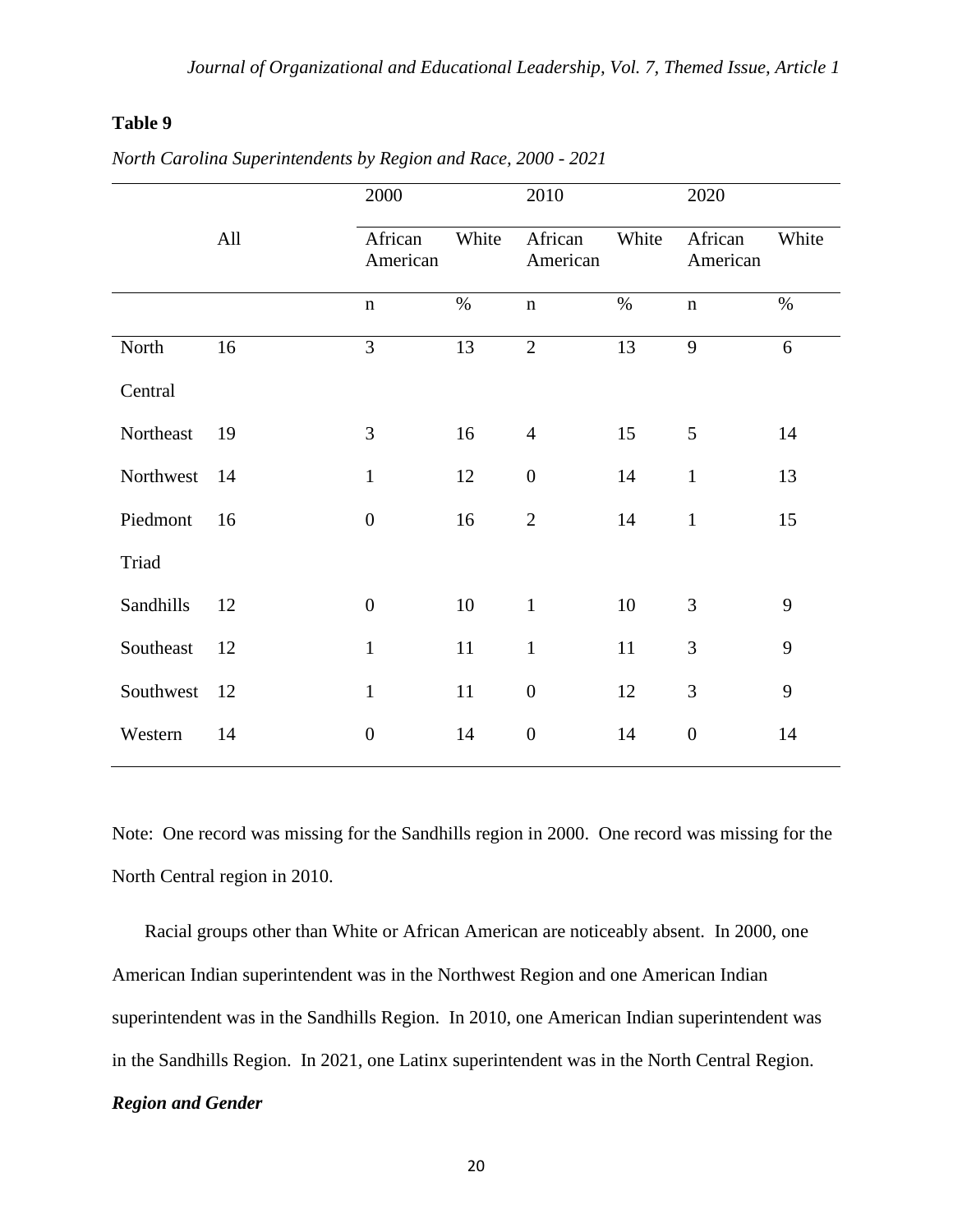**Table 9**

*North Carolina Superintendents by Region and Race, 2000 - 2021*

| | | 2000 | | 2010 | | 2020 | |
|---|---|---|---|---|---|---|---|
| | All | African American | White | African American | White | African American | White |
| | | n | % | n | % | n | % |
| North Central | 16 | 3 | 13 | 2 | 13 | 9 | 6 |
| Northeast | 19 | 3 | 16 | 4 | 15 | 5 | 14 |
| Northwest | 14 | 1 | 12 | 0 | 14 | 1 | 13 |
| Piedmont Triad | 16 | 0 | 16 | 2 | 14 | 1 | 15 |
| Sandhills | 12 | 0 | 10 | 1 | 10 | 3 | 9 |
| Southeast | 12 | 1 | 11 | 1 | 11 | 3 | 9 |
| Southwest | 12 | 1 | 11 | 0 | 12 | 3 | 9 |
| Western | 14 | 0 | 14 | 0 | 14 | 0 | 14 |

Note: One record was missing for the Sandhills region in 2000. One record was missing for the North Central region in 2010.

Racial groups other than White or African American are noticeably absent. In 2000, one American Indian superintendent was in the Northwest Region and one American Indian superintendent was in the Sandhills Region. In 2010, one American Indian superintendent was in the Sandhills Region. In 2021, one Latinx superintendent was in the North Central Region.

***Region and Gender***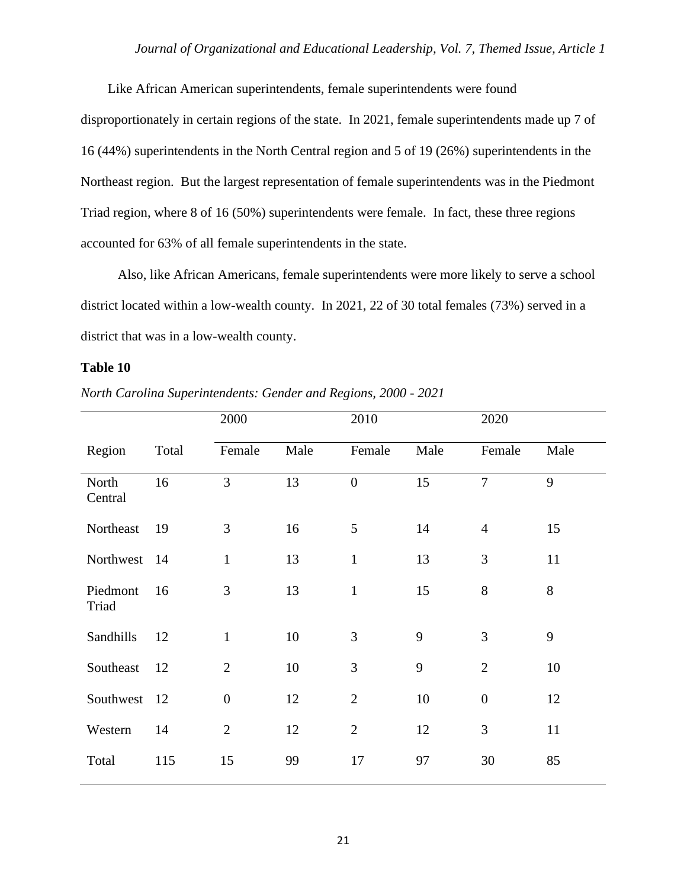Like African American superintendents, female superintendents were found disproportionately in certain regions of the state. In 2021, female superintendents made up 7 of 16 (44%) superintendents in the North Central region and 5 of 19 (26%) superintendents in the Northeast region. But the largest representation of female superintendents was in the Piedmont Triad region, where 8 of 16 (50%) superintendents were female. In fact, these three regions accounted for 63% of all female superintendents in the state.

Also, like African Americans, female superintendents were more likely to serve a school district located within a low-wealth county. In 2021, 22 of 30 total females (73%) served in a district that was in a low-wealth county.

**Table 10**

*North Carolina Superintendents: Gender and Regions, 2000 - 2021*

| | | 2000 | | 2010 | | 2020 | |
|---|---|---|---|---|---|---|---|
| Region | Total | Female | Male | Female | Male | Female | Male |
| North Central | 16 | 3 | 13 | 0 | 15 | 7 | 9 |
| Northeast | 19 | 3 | 16 | 5 | 14 | 4 | 15 |
| Northwest | 14 | 1 | 13 | 1 | 13 | 3 | 11 |
| Piedmont Triad | 16 | 3 | 13 | 1 | 15 | 8 | 8 |
| Sandhills | 12 | 1 | 10 | 3 | 9 | 3 | 9 |
| Southeast | 12 | 2 | 10 | 3 | 9 | 2 | 10 |
| Southwest | 12 | 0 | 12 | 2 | 10 | 0 | 12 |
| Western | 14 | 2 | 12 | 2 | 12 | 3 | 11 |
| Total | 115 | 15 | 99 | 17 | 97 | 30 | 85 |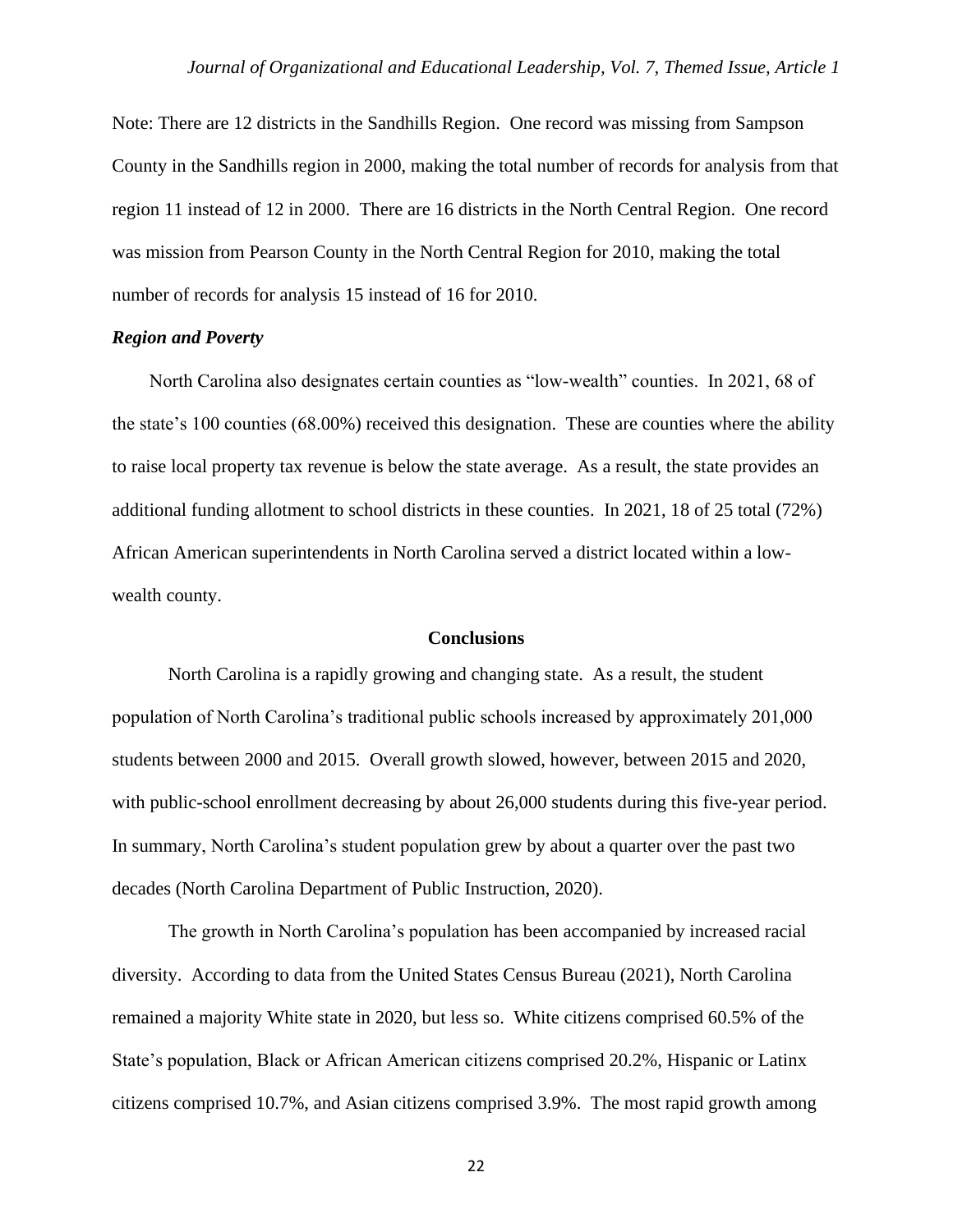Note: There are 12 districts in the Sandhills Region. One record was missing from Sampson County in the Sandhills region in 2000, making the total number of records for analysis from that region 11 instead of 12 in 2000. There are 16 districts in the North Central Region. One record was mission from Pearson County in the North Central Region for 2010, making the total number of records for analysis 15 instead of 16 for 2010.

### *Region and Poverty*

North Carolina also designates certain counties as "low-wealth" counties. In 2021, 68 of the state's 100 counties (68.00%) received this designation. These are counties where the ability to raise local property tax revenue is below the state average. As a result, the state provides an additional funding allotment to school districts in these counties. In 2021, 18 of 25 total (72%) African American superintendents in North Carolina served a district located within a low-wealth county.

## Conclusions

North Carolina is a rapidly growing and changing state. As a result, the student population of North Carolina's traditional public schools increased by approximately 201,000 students between 2000 and 2015. Overall growth slowed, however, between 2015 and 2020, with public-school enrollment decreasing by about 26,000 students during this five-year period. In summary, North Carolina's student population grew by about a quarter over the past two decades (North Carolina Department of Public Instruction, 2020).

The growth in North Carolina's population has been accompanied by increased racial diversity. According to data from the United States Census Bureau (2021), North Carolina remained a majority White state in 2020, but less so. White citizens comprised 60.5% of the State's population, Black or African American citizens comprised 20.2%, Hispanic or Latinx citizens comprised 10.7%, and Asian citizens comprised 3.9%. The most rapid growth among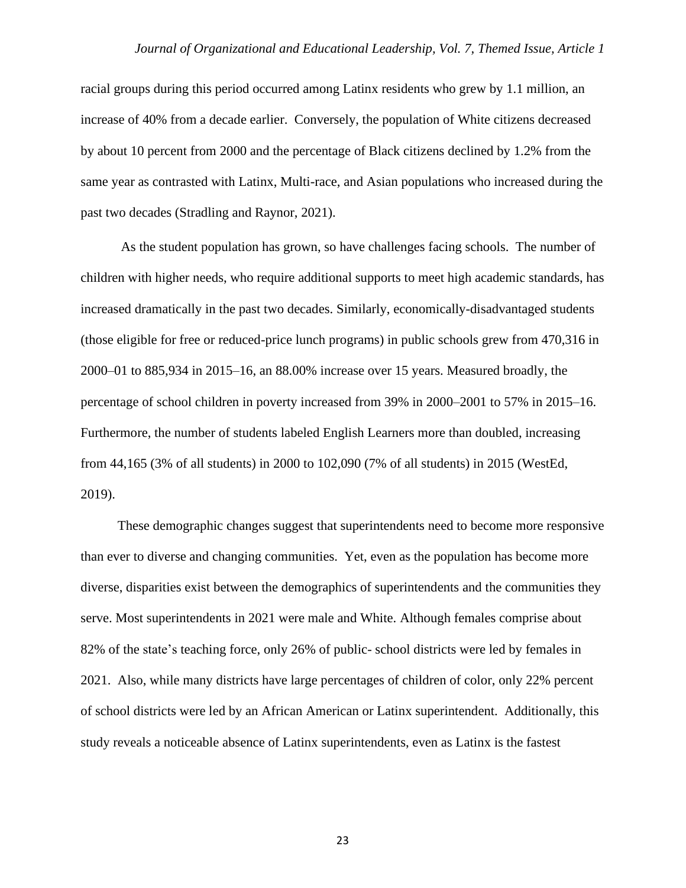racial groups during this period occurred among Latinx residents who grew by 1.1 million, an increase of 40% from a decade earlier. Conversely, the population of White citizens decreased by about 10 percent from 2000 and the percentage of Black citizens declined by 1.2% from the same year as contrasted with Latinx, Multi-race, and Asian populations who increased during the past two decades (Stradling and Raynor, 2021).

As the student population has grown, so have challenges facing schools. The number of children with higher needs, who require additional supports to meet high academic standards, has increased dramatically in the past two decades. Similarly, economically-disadvantaged students (those eligible for free or reduced-price lunch programs) in public schools grew from 470,316 in 2000–01 to 885,934 in 2015–16, an 88.00% increase over 15 years. Measured broadly, the percentage of school children in poverty increased from 39% in 2000–2001 to 57% in 2015–16. Furthermore, the number of students labeled English Learners more than doubled, increasing from 44,165 (3% of all students) in 2000 to 102,090 (7% of all students) in 2015 (WestEd, 2019).

These demographic changes suggest that superintendents need to become more responsive than ever to diverse and changing communities. Yet, even as the population has become more diverse, disparities exist between the demographics of superintendents and the communities they serve. Most superintendents in 2021 were male and White. Although females comprise about 82% of the state's teaching force, only 26% of public- school districts were led by females in 2021. Also, while many districts have large percentages of children of color, only 22% percent of school districts were led by an African American or Latinx superintendent. Additionally, this study reveals a noticeable absence of Latinx superintendents, even as Latinx is the fastest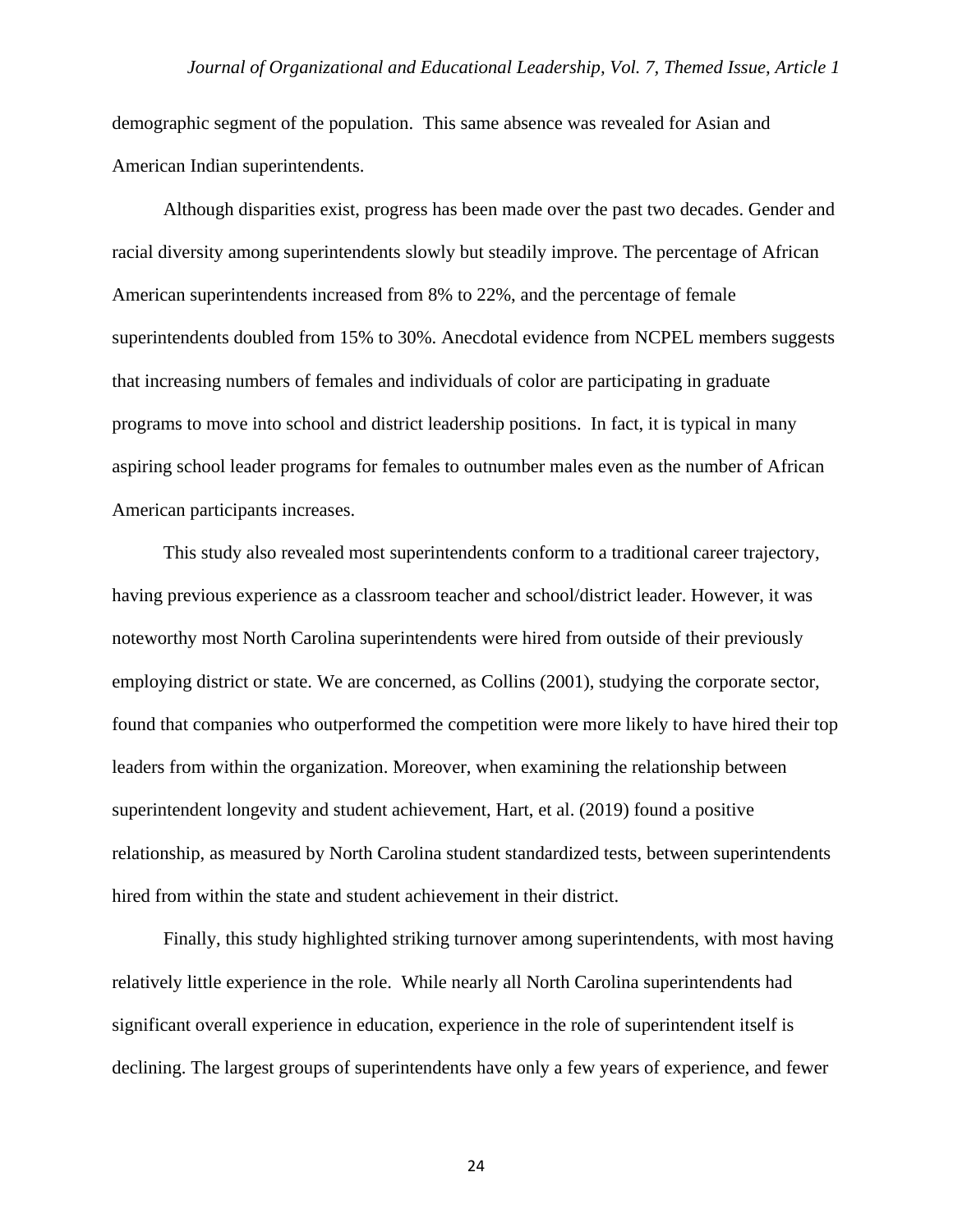demographic segment of the population. This same absence was revealed for Asian and American Indian superintendents.

Although disparities exist, progress has been made over the past two decades. Gender and racial diversity among superintendents slowly but steadily improve. The percentage of African American superintendents increased from 8% to 22%, and the percentage of female superintendents doubled from 15% to 30%. Anecdotal evidence from NCPEL members suggests that increasing numbers of females and individuals of color are participating in graduate programs to move into school and district leadership positions. In fact, it is typical in many aspiring school leader programs for females to outnumber males even as the number of African American participants increases.

This study also revealed most superintendents conform to a traditional career trajectory, having previous experience as a classroom teacher and school/district leader. However, it was noteworthy most North Carolina superintendents were hired from outside of their previously employing district or state. We are concerned, as Collins (2001), studying the corporate sector, found that companies who outperformed the competition were more likely to have hired their top leaders from within the organization. Moreover, when examining the relationship between superintendent longevity and student achievement, Hart, et al. (2019) found a positive relationship, as measured by North Carolina student standardized tests, between superintendents hired from within the state and student achievement in their district.

Finally, this study highlighted striking turnover among superintendents, with most having relatively little experience in the role. While nearly all North Carolina superintendents had significant overall experience in education, experience in the role of superintendent itself is declining. The largest groups of superintendents have only a few years of experience, and fewer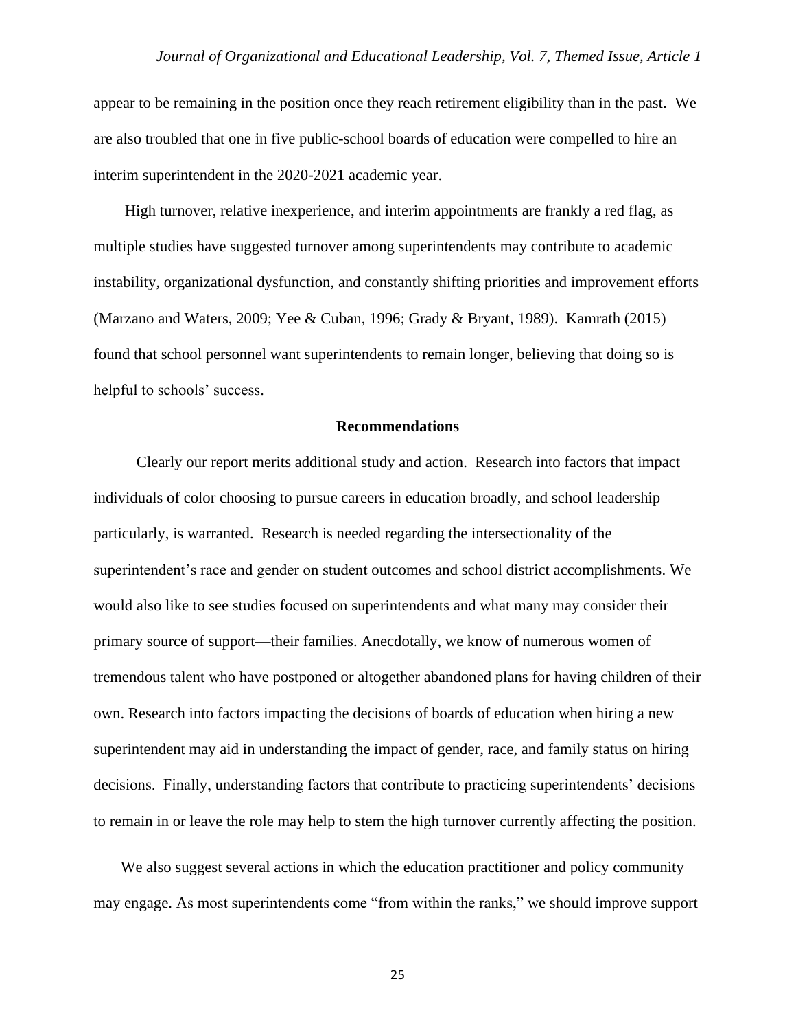appear to be remaining in the position once they reach retirement eligibility than in the past. We are also troubled that one in five public-school boards of education were compelled to hire an interim superintendent in the 2020-2021 academic year.

High turnover, relative inexperience, and interim appointments are frankly a red flag, as multiple studies have suggested turnover among superintendents may contribute to academic instability, organizational dysfunction, and constantly shifting priorities and improvement efforts (Marzano and Waters, 2009; Yee & Cuban, 1996; Grady & Bryant, 1989). Kamrath (2015) found that school personnel want superintendents to remain longer, believing that doing so is helpful to schools' success.

## Recommendations

Clearly our report merits additional study and action. Research into factors that impact individuals of color choosing to pursue careers in education broadly, and school leadership particularly, is warranted. Research is needed regarding the intersectionality of the superintendent's race and gender on student outcomes and school district accomplishments. We would also like to see studies focused on superintendents and what many may consider their primary source of support—their families. Anecdotally, we know of numerous women of tremendous talent who have postponed or altogether abandoned plans for having children of their own. Research into factors impacting the decisions of boards of education when hiring a new superintendent may aid in understanding the impact of gender, race, and family status on hiring decisions. Finally, understanding factors that contribute to practicing superintendents' decisions to remain in or leave the role may help to stem the high turnover currently affecting the position.

We also suggest several actions in which the education practitioner and policy community may engage. As most superintendents come "from within the ranks," we should improve support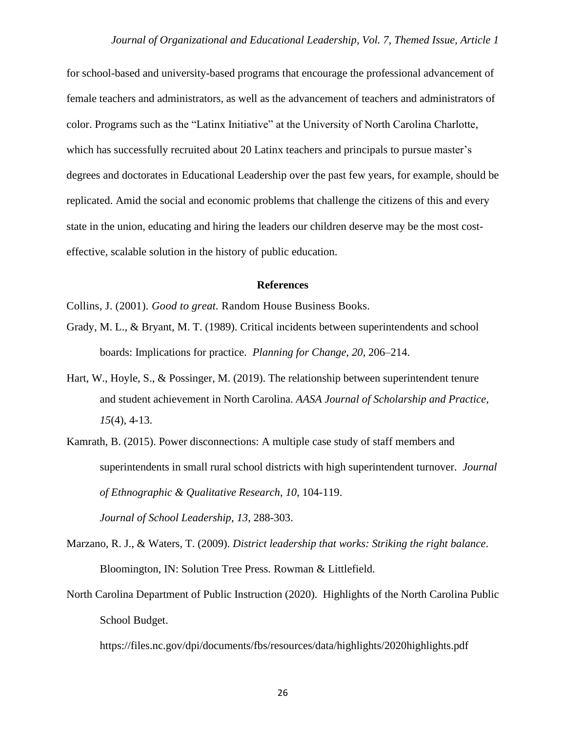for school-based and university-based programs that encourage the professional advancement of female teachers and administrators, as well as the advancement of teachers and administrators of color. Programs such as the "Latinx Initiative" at the University of North Carolina Charlotte, which has successfully recruited about 20 Latinx teachers and principals to pursue master's degrees and doctorates in Educational Leadership over the past few years, for example, should be replicated. Amid the social and economic problems that challenge the citizens of this and every state in the union, educating and hiring the leaders our children deserve may be the most cost-effective, scalable solution in the history of public education.

## References

Collins, J. (2001). *Good to great.* Random House Business Books.

Grady, M. L., & Bryant, M. T. (1989). Critical incidents between superintendents and school boards: Implications for practice. *Planning for Change, 20*, 206–214.

Hart, W., Hoyle, S., & Possinger, M. (2019). The relationship between superintendent tenure and student achievement in North Carolina. *AASA Journal of Scholarship and Practice, 15*(4), 4-13.

Kamrath, B. (2015). Power disconnections: A multiple case study of staff members and superintendents in small rural school districts with high superintendent turnover. *Journal of Ethnographic & Qualitative Research, 10*, 104-119.

*Journal of School Leadership, 13*, 288-303.

Marzano, R. J., & Waters, T. (2009). *District leadership that works: Striking the right balance*. Bloomington, IN: Solution Tree Press. Rowman & Littlefield.

North Carolina Department of Public Instruction (2020). Highlights of the North Carolina Public School Budget.

https://files.nc.gov/dpi/documents/fbs/resources/data/highlights/2020highlights.pdf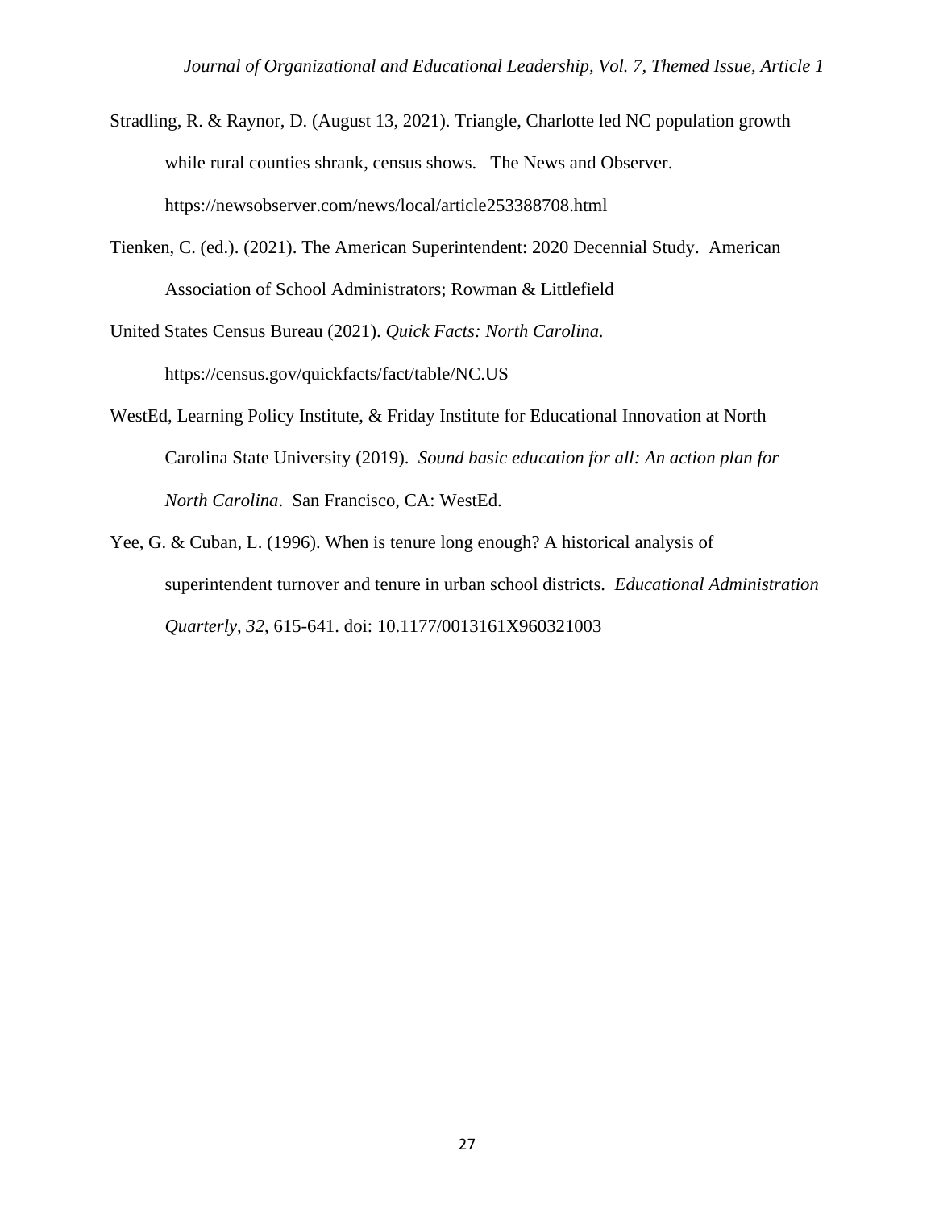Stradling, R. & Raynor, D. (August 13, 2021). Triangle, Charlotte led NC population growth while rural counties shrank, census shows. The News and Observer. https://newsobserver.com/news/local/article253388708.html

Tienken, C. (ed.). (2021). The American Superintendent: 2020 Decennial Study. American Association of School Administrators; Rowman & Littlefield

United States Census Bureau (2021). *Quick Facts: North Carolina.* https://census.gov/quickfacts/fact/table/NC.US

WestEd, Learning Policy Institute, & Friday Institute for Educational Innovation at North Carolina State University (2019). *Sound basic education for all: An action plan for North Carolina*. San Francisco, CA: WestEd.

Yee, G. & Cuban, L. (1996). When is tenure long enough? A historical analysis of superintendent turnover and tenure in urban school districts. *Educational Administration Quarterly*, *32*, 615-641. doi: 10.1177/0013161X960321003